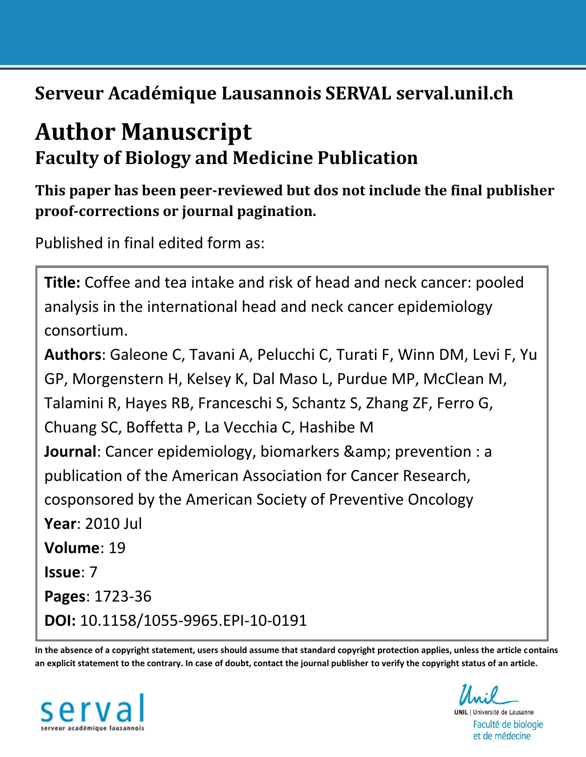**Serveur Académique Lausannois SERVAL serval.unil.ch**

# Author Manuscript

## Faculty of Biology and Medicine Publication

**This paper has been peer-reviewed but dos not include the final publisher proof-corrections or journal pagination.**

Published in final edited form as:

**Title:** Coffee and tea intake and risk of head and neck cancer: pooled analysis in the international head and neck cancer epidemiology consortium.

**Authors**: Galeone C, Tavani A, Pelucchi C, Turati F, Winn DM, Levi F, Yu GP, Morgenstern H, Kelsey K, Dal Maso L, Purdue MP, McClean M, Talamini R, Hayes RB, Franceschi S, Schantz S, Zhang ZF, Ferro G, Chuang SC, Boffetta P, La Vecchia C, Hashibe M

**Journal**: Cancer epidemiology, biomarkers &amp; prevention : a publication of the American Association for Cancer Research, cosponsored by the American Society of Preventive Oncology

**Year**: 2010 Jul

**Volume**: 19

**Issue**: 7

**Pages**: 1723-36

**DOI:** 10.1158/1055-9965.EPI-10-0191

**In the absence of a copyright statement, users should assume that standard copyright protection applies, unless the article contains an explicit statement to the contrary. In case of doubt, contact the journal publisher to verify the copyright status of an article.**

serval
serveur académique lausannois

UNIL | Université de Lausanne
Faculté de biologie et de médecine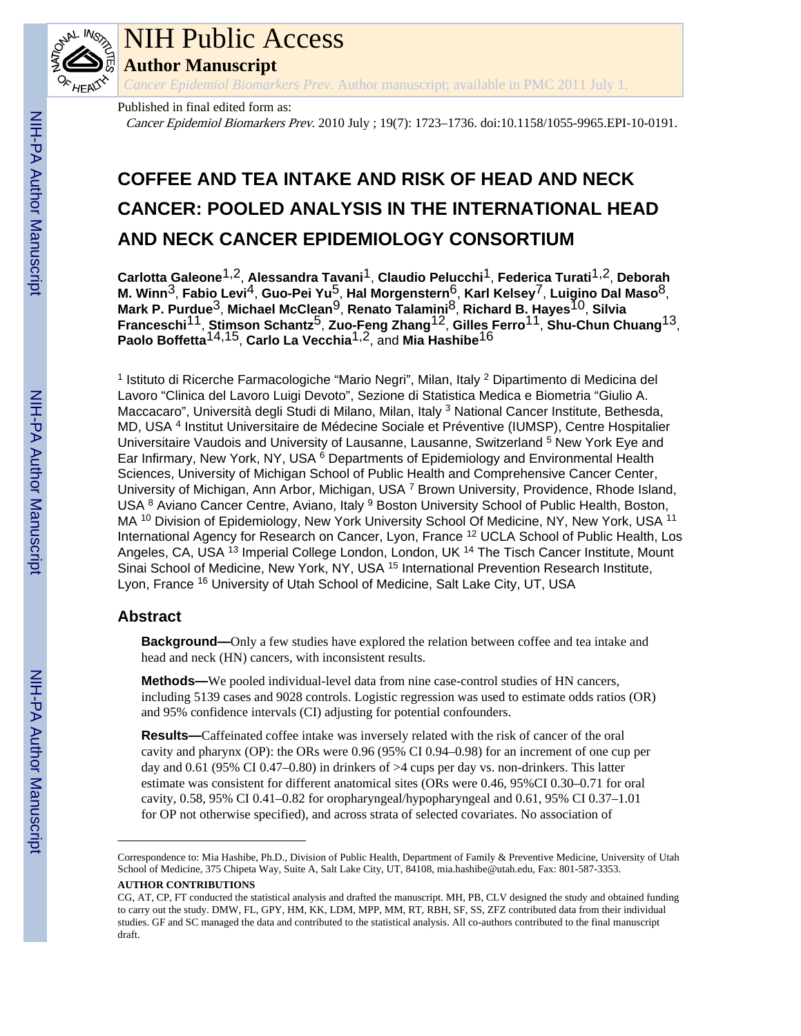Published in final edited form as:

*Cancer Epidemiol Biomarkers Prev*. 2010 July ; 19(7): 1723–1736. doi:10.1158/1055-9965.EPI-10-0191.

# COFFEE AND TEA INTAKE AND RISK OF HEAD AND NECK CANCER: POOLED ANALYSIS IN THE INTERNATIONAL HEAD AND NECK CANCER EPIDEMIOLOGY CONSORTIUM

**Carlotta Galeone**[1,2], **Alessandra Tavani**[1], **Claudio Pelucchi**[1], **Federica Turati**[1,2], **Deborah M. Winn**[3], **Fabio Levi**[4], **Guo-Pei Yu**[5], **Hal Morgenstern**[6], **Karl Kelsey**[7], **Luigino Dal Maso**[8], **Mark P. Purdue**[3], **Michael McClean**[9], **Renato Talamini**[8], **Richard B. Hayes**[10], **Silvia Franceschi**[11], **Stimson Schantz**[5], **Zuo-Feng Zhang**[12], **Gilles Ferro**[11], **Shu-Chun Chuang**[13], **Paolo Boffetta**[14,15], **Carlo La Vecchia**[1,2], and **Mia Hashibe**[16]

[1] Istituto di Ricerche Farmacologiche "Mario Negri", Milan, Italy [2] Dipartimento di Medicina del Lavoro "Clinica del Lavoro Luigi Devoto", Sezione di Statistica Medica e Biometria "Giulio A. Maccacaro", Università degli Studi di Milano, Milan, Italy [3] National Cancer Institute, Bethesda, MD, USA [4] Institut Universitaire de Médecine Sociale et Préventive (IUMSP), Centre Hospitalier Universitaire Vaudois and University of Lausanne, Lausanne, Switzerland [5] New York Eye and Ear Infirmary, New York, NY, USA [6] Departments of Epidemiology and Environmental Health Sciences, University of Michigan School of Public Health and Comprehensive Cancer Center, University of Michigan, Ann Arbor, Michigan, USA [7] Brown University, Providence, Rhode Island, USA [8] Aviano Cancer Centre, Aviano, Italy [9] Boston University School of Public Health, Boston, MA [10] Division of Epidemiology, New York University School Of Medicine, NY, New York, USA [11] International Agency for Research on Cancer, Lyon, France [12] UCLA School of Public Health, Los Angeles, CA, USA [13] Imperial College London, London, UK [14] The Tisch Cancer Institute, Mount Sinai School of Medicine, New York, NY, USA [15] International Prevention Research Institute, Lyon, France [16] University of Utah School of Medicine, Salt Lake City, UT, USA

## Abstract

**Background—**Only a few studies have explored the relation between coffee and tea intake and head and neck (HN) cancers, with inconsistent results.

**Methods—**We pooled individual-level data from nine case-control studies of HN cancers, including 5139 cases and 9028 controls. Logistic regression was used to estimate odds ratios (OR) and 95% confidence intervals (CI) adjusting for potential confounders.

**Results—**Caffeinated coffee intake was inversely related with the risk of cancer of the oral cavity and pharynx (OP): the ORs were 0.96 (95% CI 0.94–0.98) for an increment of one cup per day and 0.61 (95% CI 0.47–0.80) in drinkers of >4 cups per day vs. non-drinkers. This latter estimate was consistent for different anatomical sites (ORs were 0.46, 95%CI 0.30–0.71 for oral cavity, 0.58, 95% CI 0.41–0.82 for oropharyngeal/hypopharyngeal and 0.61, 95% CI 0.37–1.01 for OP not otherwise specified), and across strata of selected covariates. No association of

---

Correspondence to: Mia Hashibe, Ph.D., Division of Public Health, Department of Family & Preventive Medicine, University of Utah School of Medicine, 375 Chipeta Way, Suite A, Salt Lake City, UT, 84108, mia.hashibe@utah.edu, Fax: 801-587-3353.

**AUTHOR CONTRIBUTIONS**

CG, AT, CP, FT conducted the statistical analysis and drafted the manuscript. MH, PB, CLV designed the study and obtained funding to carry out the study. DMW, FL, GPY, HM, KK, LDM, MPP, MM, RT, RBH, SF, SS, ZFZ contributed data from their individual studies. GF and SC managed the data and contributed to the statistical analysis. All co-authors contributed to the final manuscript draft.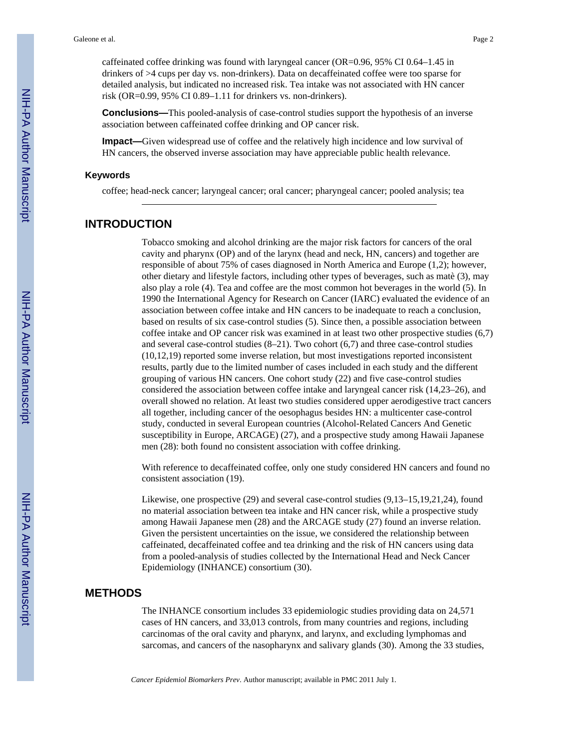caffeinated coffee drinking was found with laryngeal cancer (OR=0.96, 95% CI 0.64–1.45 in drinkers of >4 cups per day vs. non-drinkers). Data on decaffeinated coffee were too sparse for detailed analysis, but indicated no increased risk. Tea intake was not associated with HN cancer risk (OR=0.99, 95% CI 0.89–1.11 for drinkers vs. non-drinkers).

**Conclusions—**This pooled-analysis of case-control studies support the hypothesis of an inverse association between caffeinated coffee drinking and OP cancer risk.

**Impact—**Given widespread use of coffee and the relatively high incidence and low survival of HN cancers, the observed inverse association may have appreciable public health relevance.

### Keywords

coffee; head-neck cancer; laryngeal cancer; oral cancer; pharyngeal cancer; pooled analysis; tea

## INTRODUCTION

Tobacco smoking and alcohol drinking are the major risk factors for cancers of the oral cavity and pharynx (OP) and of the larynx (head and neck, HN, cancers) and together are responsible of about 75% of cases diagnosed in North America and Europe (1,2); however, other dietary and lifestyle factors, including other types of beverages, such as matè (3), may also play a role (4). Tea and coffee are the most common hot beverages in the world (5). In 1990 the International Agency for Research on Cancer (IARC) evaluated the evidence of an association between coffee intake and HN cancers to be inadequate to reach a conclusion, based on results of six case-control studies (5). Since then, a possible association between coffee intake and OP cancer risk was examined in at least two other prospective studies (6,7) and several case-control studies (8–21). Two cohort (6,7) and three case-control studies (10,12,19) reported some inverse relation, but most investigations reported inconsistent results, partly due to the limited number of cases included in each study and the different grouping of various HN cancers. One cohort study (22) and five case-control studies considered the association between coffee intake and laryngeal cancer risk (14,23–26), and overall showed no relation. At least two studies considered upper aerodigestive tract cancers all together, including cancer of the oesophagus besides HN: a multicenter case-control study, conducted in several European countries (Alcohol-Related Cancers And Genetic susceptibility in Europe, ARCAGE) (27), and a prospective study among Hawaii Japanese men (28): both found no consistent association with coffee drinking.

With reference to decaffeinated coffee, only one study considered HN cancers and found no consistent association (19).

Likewise, one prospective (29) and several case-control studies (9,13–15,19,21,24), found no material association between tea intake and HN cancer risk, while a prospective study among Hawaii Japanese men (28) and the ARCAGE study (27) found an inverse relation. Given the persistent uncertainties on the issue, we considered the relationship between caffeinated, decaffeinated coffee and tea drinking and the risk of HN cancers using data from a pooled-analysis of studies collected by the International Head and Neck Cancer Epidemiology (INHANCE) consortium (30).

## METHODS

The INHANCE consortium includes 33 epidemiologic studies providing data on 24,571 cases of HN cancers, and 33,013 controls, from many countries and regions, including carcinomas of the oral cavity and pharynx, and larynx, and excluding lymphomas and sarcomas, and cancers of the nasopharynx and salivary glands (30). Among the 33 studies,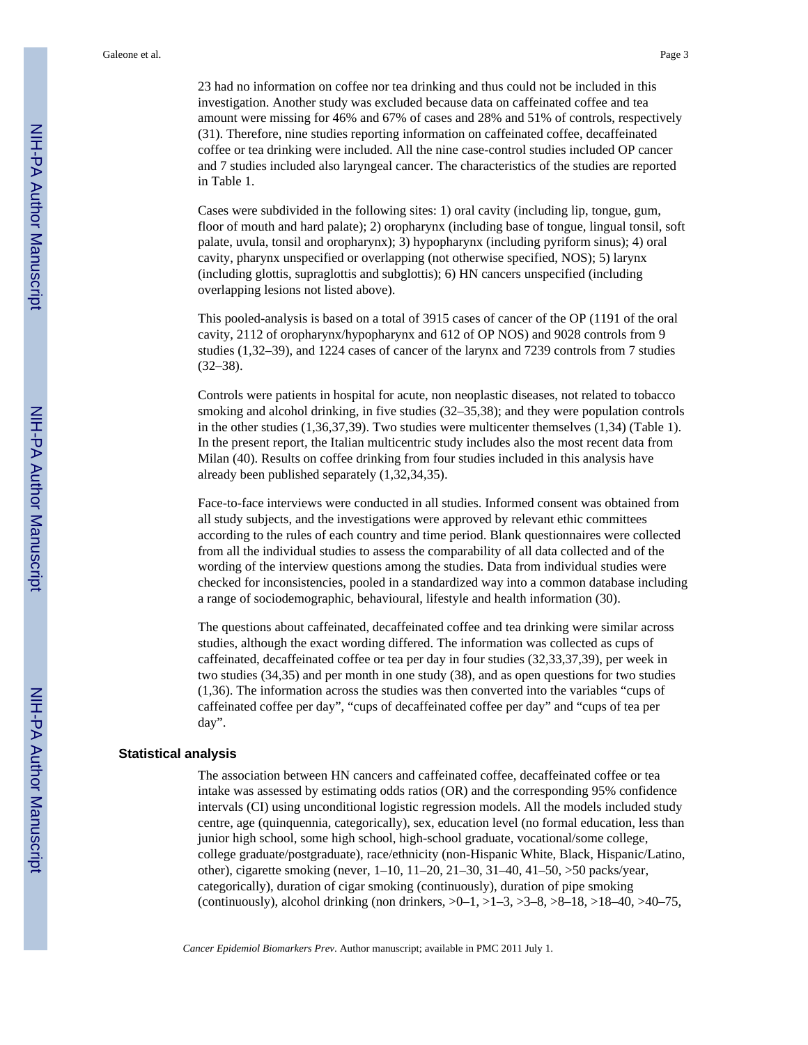23 had no information on coffee nor tea drinking and thus could not be included in this investigation. Another study was excluded because data on caffeinated coffee and tea amount were missing for 46% and 67% of cases and 28% and 51% of controls, respectively (31). Therefore, nine studies reporting information on caffeinated coffee, decaffeinated coffee or tea drinking were included. All the nine case-control studies included OP cancer and 7 studies included also laryngeal cancer. The characteristics of the studies are reported in Table 1.

Cases were subdivided in the following sites: 1) oral cavity (including lip, tongue, gum, floor of mouth and hard palate); 2) oropharynx (including base of tongue, lingual tonsil, soft palate, uvula, tonsil and oropharynx); 3) hypopharynx (including pyriform sinus); 4) oral cavity, pharynx unspecified or overlapping (not otherwise specified, NOS); 5) larynx (including glottis, supraglottis and subglottis); 6) HN cancers unspecified (including overlapping lesions not listed above).

This pooled-analysis is based on a total of 3915 cases of cancer of the OP (1191 of the oral cavity, 2112 of oropharynx/hypopharynx and 612 of OP NOS) and 9028 controls from 9 studies (1,32–39), and 1224 cases of cancer of the larynx and 7239 controls from 7 studies (32–38).

Controls were patients in hospital for acute, non neoplastic diseases, not related to tobacco smoking and alcohol drinking, in five studies (32–35,38); and they were population controls in the other studies (1,36,37,39). Two studies were multicenter themselves (1,34) (Table 1). In the present report, the Italian multicentric study includes also the most recent data from Milan (40). Results on coffee drinking from four studies included in this analysis have already been published separately (1,32,34,35).

Face-to-face interviews were conducted in all studies. Informed consent was obtained from all study subjects, and the investigations were approved by relevant ethic committees according to the rules of each country and time period. Blank questionnaires were collected from all the individual studies to assess the comparability of all data collected and of the wording of the interview questions among the studies. Data from individual studies were checked for inconsistencies, pooled in a standardized way into a common database including a range of sociodemographic, behavioural, lifestyle and health information (30).

The questions about caffeinated, decaffeinated coffee and tea drinking were similar across studies, although the exact wording differed. The information was collected as cups of caffeinated, decaffeinated coffee or tea per day in four studies (32,33,37,39), per week in two studies (34,35) and per month in one study (38), and as open questions for two studies (1,36). The information across the studies was then converted into the variables "cups of caffeinated coffee per day", "cups of decaffeinated coffee per day" and "cups of tea per day".

### Statistical analysis

The association between HN cancers and caffeinated coffee, decaffeinated coffee or tea intake was assessed by estimating odds ratios (OR) and the corresponding 95% confidence intervals (CI) using unconditional logistic regression models. All the models included study centre, age (quinquennia, categorically), sex, education level (no formal education, less than junior high school, some high school, high-school graduate, vocational/some college, college graduate/postgraduate), race/ethnicity (non-Hispanic White, Black, Hispanic/Latino, other), cigarette smoking (never, 1–10, 11–20, 21–30, 31–40, 41–50, >50 packs/year, categorically), duration of cigar smoking (continuously), duration of pipe smoking (continuously), alcohol drinking (non drinkers, >0–1, >1–3, >3–8, >8–18, >18–40, >40–75,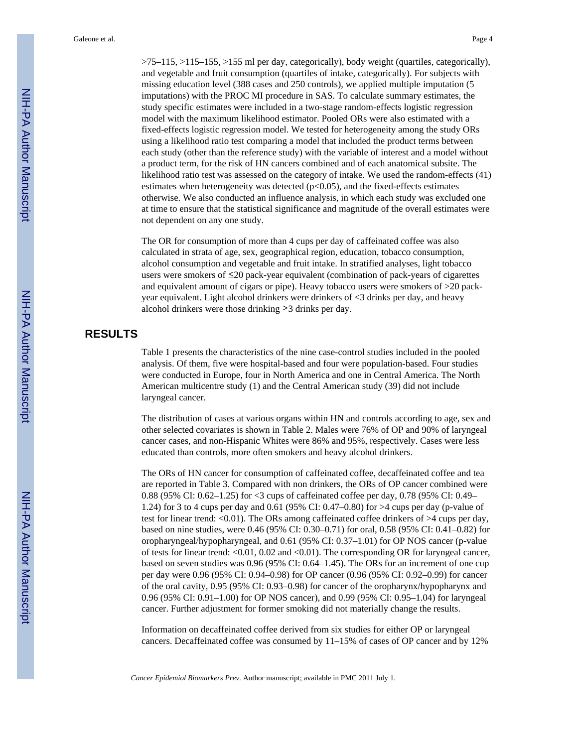>75–115, >115–155, >155 ml per day, categorically), body weight (quartiles, categorically), and vegetable and fruit consumption (quartiles of intake, categorically). For subjects with missing education level (388 cases and 250 controls), we applied multiple imputation (5 imputations) with the PROC MI procedure in SAS. To calculate summary estimates, the study specific estimates were included in a two-stage random-effects logistic regression model with the maximum likelihood estimator. Pooled ORs were also estimated with a fixed-effects logistic regression model. We tested for heterogeneity among the study ORs using a likelihood ratio test comparing a model that included the product terms between each study (other than the reference study) with the variable of interest and a model without a product term, for the risk of HN cancers combined and of each anatomical subsite. The likelihood ratio test was assessed on the category of intake. We used the random-effects (41) estimates when heterogeneity was detected ($p<0.05$), and the fixed-effects estimates otherwise. We also conducted an influence analysis, in which each study was excluded one at time to ensure that the statistical significance and magnitude of the overall estimates were not dependent on any one study.

The OR for consumption of more than 4 cups per day of caffeinated coffee was also calculated in strata of age, sex, geographical region, education, tobacco consumption, alcohol consumption and vegetable and fruit intake. In stratified analyses, light tobacco users were smokers of ≤20 pack-year equivalent (combination of pack-years of cigarettes and equivalent amount of cigars or pipe). Heavy tobacco users were smokers of >20 pack-year equivalent. Light alcohol drinkers were drinkers of <3 drinks per day, and heavy alcohol drinkers were those drinking ≥3 drinks per day.

## RESULTS

Table 1 presents the characteristics of the nine case-control studies included in the pooled analysis. Of them, five were hospital-based and four were population-based. Four studies were conducted in Europe, four in North America and one in Central America. The North American multicentre study (1) and the Central American study (39) did not include laryngeal cancer.

The distribution of cases at various organs within HN and controls according to age, sex and other selected covariates is shown in Table 2. Males were 76% of OP and 90% of laryngeal cancer cases, and non-Hispanic Whites were 86% and 95%, respectively. Cases were less educated than controls, more often smokers and heavy alcohol drinkers.

The ORs of HN cancer for consumption of caffeinated coffee, decaffeinated coffee and tea are reported in Table 3. Compared with non drinkers, the ORs of OP cancer combined were 0.88 (95% CI: 0.62–1.25) for <3 cups of caffeinated coffee per day, 0.78 (95% CI: 0.49–1.24) for 3 to 4 cups per day and 0.61 (95% CI: 0.47–0.80) for >4 cups per day (p-value of test for linear trend: <0.01). The ORs among caffeinated coffee drinkers of >4 cups per day, based on nine studies, were 0.46 (95% CI: 0.30–0.71) for oral, 0.58 (95% CI: 0.41–0.82) for oropharyngeal/hypopharyngeal, and 0.61 (95% CI: 0.37–1.01) for OP NOS cancer (p-value of tests for linear trend: <0.01, 0.02 and <0.01). The corresponding OR for laryngeal cancer, based on seven studies was 0.96 (95% CI: 0.64–1.45). The ORs for an increment of one cup per day were 0.96 (95% CI: 0.94–0.98) for OP cancer (0.96 (95% CI: 0.92–0.99) for cancer of the oral cavity, 0.95 (95% CI: 0.93–0.98) for cancer of the oropharynx/hypopharynx and 0.96 (95% CI: 0.91–1.00) for OP NOS cancer), and 0.99 (95% CI: 0.95–1.04) for laryngeal cancer. Further adjustment for former smoking did not materially change the results.

Information on decaffeinated coffee derived from six studies for either OP or laryngeal cancers. Decaffeinated coffee was consumed by 11–15% of cases of OP cancer and by 12%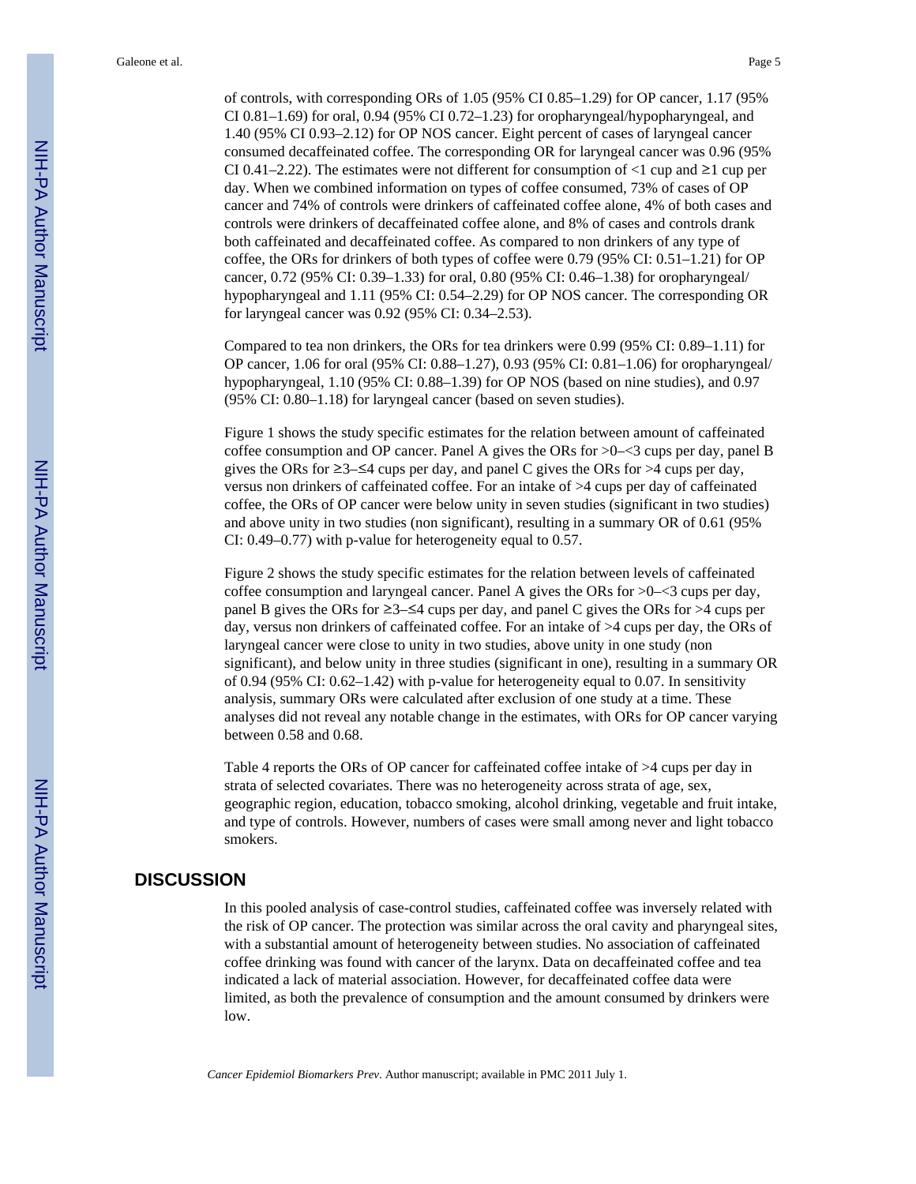of controls, with corresponding ORs of 1.05 (95% CI 0.85–1.29) for OP cancer, 1.17 (95% CI 0.81–1.69) for oral, 0.94 (95% CI 0.72–1.23) for oropharyngeal/hypopharyngeal, and 1.40 (95% CI 0.93–2.12) for OP NOS cancer. Eight percent of cases of laryngeal cancer consumed decaffeinated coffee. The corresponding OR for laryngeal cancer was 0.96 (95% CI 0.41–2.22). The estimates were not different for consumption of <1 cup and ≥1 cup per day. When we combined information on types of coffee consumed, 73% of cases of OP cancer and 74% of controls were drinkers of caffeinated coffee alone, 4% of both cases and controls were drinkers of decaffeinated coffee alone, and 8% of cases and controls drank both caffeinated and decaffeinated coffee. As compared to non drinkers of any type of coffee, the ORs for drinkers of both types of coffee were 0.79 (95% CI: 0.51–1.21) for OP cancer, 0.72 (95% CI: 0.39–1.33) for oral, 0.80 (95% CI: 0.46–1.38) for oropharyngeal/hypopharyngeal and 1.11 (95% CI: 0.54–2.29) for OP NOS cancer. The corresponding OR for laryngeal cancer was 0.92 (95% CI: 0.34–2.53).

Compared to tea non drinkers, the ORs for tea drinkers were 0.99 (95% CI: 0.89–1.11) for OP cancer, 1.06 for oral (95% CI: 0.88–1.27), 0.93 (95% CI: 0.81–1.06) for oropharyngeal/hypopharyngeal, 1.10 (95% CI: 0.88–1.39) for OP NOS (based on nine studies), and 0.97 (95% CI: 0.80–1.18) for laryngeal cancer (based on seven studies).

Figure 1 shows the study specific estimates for the relation between amount of caffeinated coffee consumption and OP cancer. Panel A gives the ORs for >0–<3 cups per day, panel B gives the ORs for ≥3–≤4 cups per day, and panel C gives the ORs for >4 cups per day, versus non drinkers of caffeinated coffee. For an intake of >4 cups per day of caffeinated coffee, the ORs of OP cancer were below unity in seven studies (significant in two studies) and above unity in two studies (non significant), resulting in a summary OR of 0.61 (95% CI: 0.49–0.77) with p-value for heterogeneity equal to 0.57.

Figure 2 shows the study specific estimates for the relation between levels of caffeinated coffee consumption and laryngeal cancer. Panel A gives the ORs for >0–<3 cups per day, panel B gives the ORs for ≥3–≤4 cups per day, and panel C gives the ORs for >4 cups per day, versus non drinkers of caffeinated coffee. For an intake of >4 cups per day, the ORs of laryngeal cancer were close to unity in two studies, above unity in one study (non significant), and below unity in three studies (significant in one), resulting in a summary OR of 0.94 (95% CI: 0.62–1.42) with p-value for heterogeneity equal to 0.07. In sensitivity analysis, summary ORs were calculated after exclusion of one study at a time. These analyses did not reveal any notable change in the estimates, with ORs for OP cancer varying between 0.58 and 0.68.

Table 4 reports the ORs of OP cancer for caffeinated coffee intake of >4 cups per day in strata of selected covariates. There was no heterogeneity across strata of age, sex, geographic region, education, tobacco smoking, alcohol drinking, vegetable and fruit intake, and type of controls. However, numbers of cases were small among never and light tobacco smokers.

## DISCUSSION

In this pooled analysis of case-control studies, caffeinated coffee was inversely related with the risk of OP cancer. The protection was similar across the oral cavity and pharyngeal sites, with a substantial amount of heterogeneity between studies. No association of caffeinated coffee drinking was found with cancer of the larynx. Data on decaffeinated coffee and tea indicated a lack of material association. However, for decaffeinated coffee data were limited, as both the prevalence of consumption and the amount consumed by drinkers were low.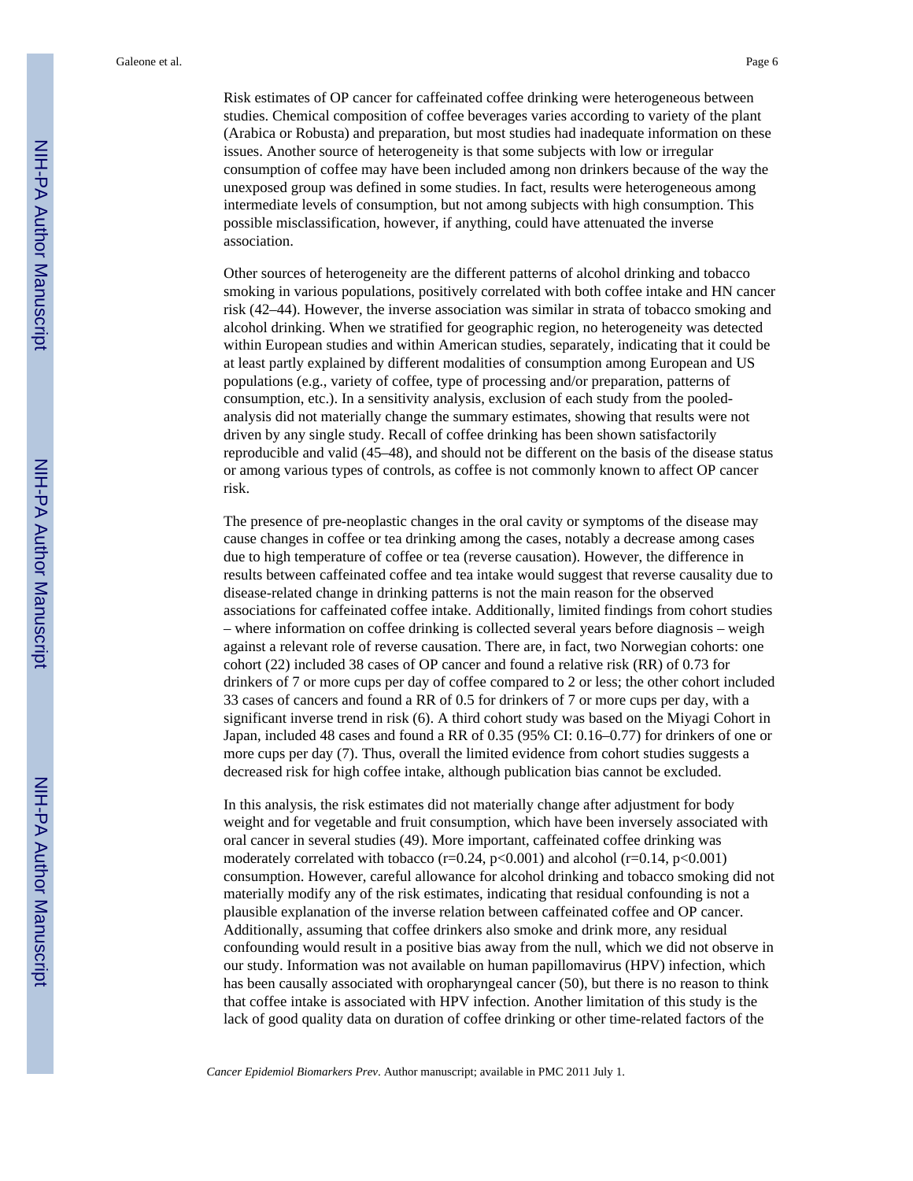Risk estimates of OP cancer for caffeinated coffee drinking were heterogeneous between studies. Chemical composition of coffee beverages varies according to variety of the plant (Arabica or Robusta) and preparation, but most studies had inadequate information on these issues. Another source of heterogeneity is that some subjects with low or irregular consumption of coffee may have been included among non drinkers because of the way the unexposed group was defined in some studies. In fact, results were heterogeneous among intermediate levels of consumption, but not among subjects with high consumption. This possible misclassification, however, if anything, could have attenuated the inverse association.

Other sources of heterogeneity are the different patterns of alcohol drinking and tobacco smoking in various populations, positively correlated with both coffee intake and HN cancer risk (42–44). However, the inverse association was similar in strata of tobacco smoking and alcohol drinking. When we stratified for geographic region, no heterogeneity was detected within European studies and within American studies, separately, indicating that it could be at least partly explained by different modalities of consumption among European and US populations (e.g., variety of coffee, type of processing and/or preparation, patterns of consumption, etc.). In a sensitivity analysis, exclusion of each study from the pooled-analysis did not materially change the summary estimates, showing that results were not driven by any single study. Recall of coffee drinking has been shown satisfactorily reproducible and valid (45–48), and should not be different on the basis of the disease status or among various types of controls, as coffee is not commonly known to affect OP cancer risk.

The presence of pre-neoplastic changes in the oral cavity or symptoms of the disease may cause changes in coffee or tea drinking among the cases, notably a decrease among cases due to high temperature of coffee or tea (reverse causation). However, the difference in results between caffeinated coffee and tea intake would suggest that reverse causality due to disease-related change in drinking patterns is not the main reason for the observed associations for caffeinated coffee intake. Additionally, limited findings from cohort studies – where information on coffee drinking is collected several years before diagnosis – weigh against a relevant role of reverse causation. There are, in fact, two Norwegian cohorts: one cohort (22) included 38 cases of OP cancer and found a relative risk (RR) of 0.73 for drinkers of 7 or more cups per day of coffee compared to 2 or less; the other cohort included 33 cases of cancers and found a RR of 0.5 for drinkers of 7 or more cups per day, with a significant inverse trend in risk (6). A third cohort study was based on the Miyagi Cohort in Japan, included 48 cases and found a RR of 0.35 (95% CI: 0.16–0.77) for drinkers of one or more cups per day (7). Thus, overall the limited evidence from cohort studies suggests a decreased risk for high coffee intake, although publication bias cannot be excluded.

In this analysis, the risk estimates did not materially change after adjustment for body weight and for vegetable and fruit consumption, which have been inversely associated with oral cancer in several studies (49). More important, caffeinated coffee drinking was moderately correlated with tobacco ($r=0.24$, $p<0.001$) and alcohol ($r=0.14$, $p<0.001$) consumption. However, careful allowance for alcohol drinking and tobacco smoking did not materially modify any of the risk estimates, indicating that residual confounding is not a plausible explanation of the inverse relation between caffeinated coffee and OP cancer. Additionally, assuming that coffee drinkers also smoke and drink more, any residual confounding would result in a positive bias away from the null, which we did not observe in our study. Information was not available on human papillomavirus (HPV) infection, which has been causally associated with oropharyngeal cancer (50), but there is no reason to think that coffee intake is associated with HPV infection. Another limitation of this study is the lack of good quality data on duration of coffee drinking or other time-related factors of the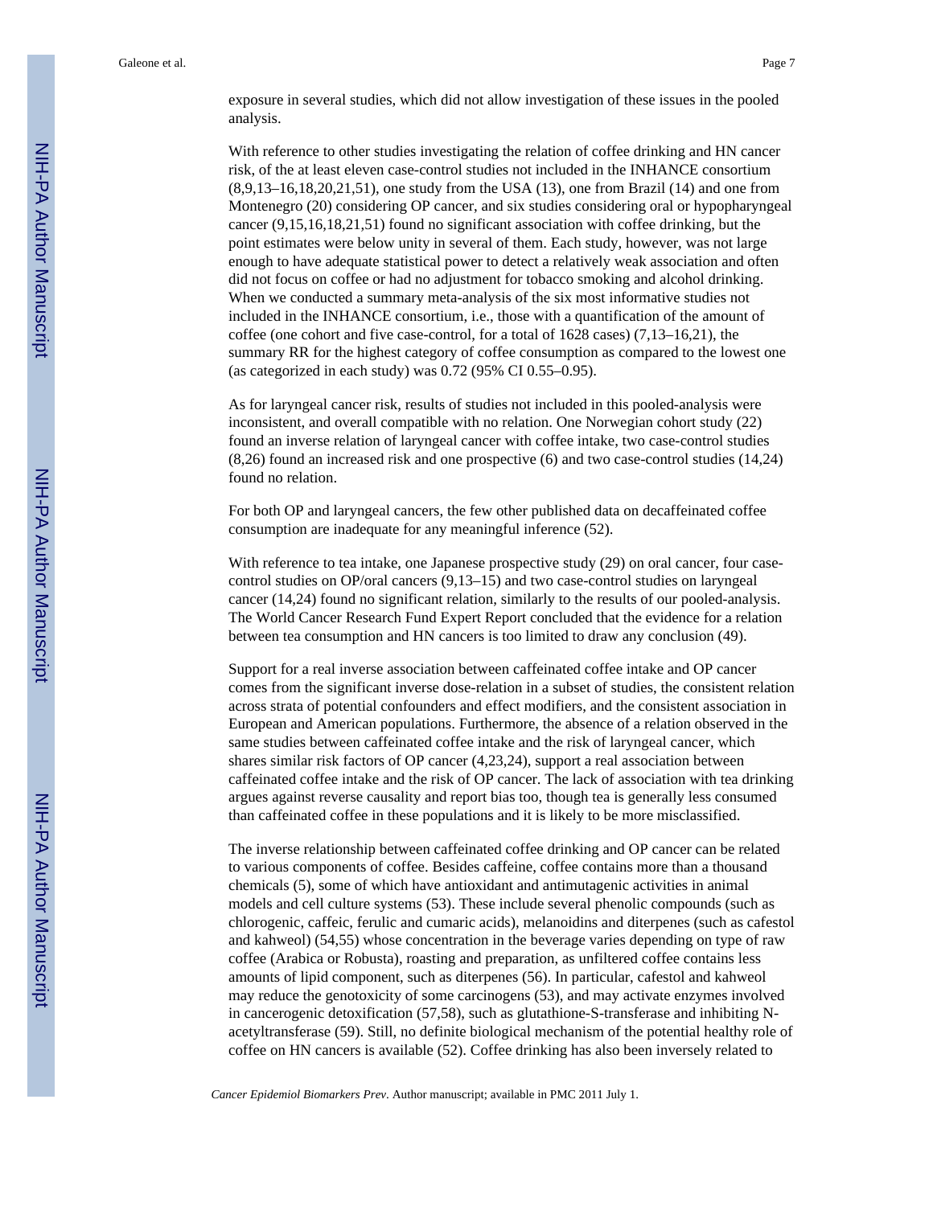exposure in several studies, which did not allow investigation of these issues in the pooled analysis.

With reference to other studies investigating the relation of coffee drinking and HN cancer risk, of the at least eleven case-control studies not included in the INHANCE consortium (8,9,13–16,18,20,21,51), one study from the USA (13), one from Brazil (14) and one from Montenegro (20) considering OP cancer, and six studies considering oral or hypopharyngeal cancer (9,15,16,18,21,51) found no significant association with coffee drinking, but the point estimates were below unity in several of them. Each study, however, was not large enough to have adequate statistical power to detect a relatively weak association and often did not focus on coffee or had no adjustment for tobacco smoking and alcohol drinking. When we conducted a summary meta-analysis of the six most informative studies not included in the INHANCE consortium, i.e., those with a quantification of the amount of coffee (one cohort and five case-control, for a total of 1628 cases) (7,13–16,21), the summary RR for the highest category of coffee consumption as compared to the lowest one (as categorized in each study) was 0.72 (95% CI 0.55–0.95).

As for laryngeal cancer risk, results of studies not included in this pooled-analysis were inconsistent, and overall compatible with no relation. One Norwegian cohort study (22) found an inverse relation of laryngeal cancer with coffee intake, two case-control studies (8,26) found an increased risk and one prospective (6) and two case-control studies (14,24) found no relation.

For both OP and laryngeal cancers, the few other published data on decaffeinated coffee consumption are inadequate for any meaningful inference (52).

With reference to tea intake, one Japanese prospective study (29) on oral cancer, four case-control studies on OP/oral cancers (9,13–15) and two case-control studies on laryngeal cancer (14,24) found no significant relation, similarly to the results of our pooled-analysis. The World Cancer Research Fund Expert Report concluded that the evidence for a relation between tea consumption and HN cancers is too limited to draw any conclusion (49).

Support for a real inverse association between caffeinated coffee intake and OP cancer comes from the significant inverse dose-relation in a subset of studies, the consistent relation across strata of potential confounders and effect modifiers, and the consistent association in European and American populations. Furthermore, the absence of a relation observed in the same studies between caffeinated coffee intake and the risk of laryngeal cancer, which shares similar risk factors of OP cancer (4,23,24), support a real association between caffeinated coffee intake and the risk of OP cancer. The lack of association with tea drinking argues against reverse causality and report bias too, though tea is generally less consumed than caffeinated coffee in these populations and it is likely to be more misclassified.

The inverse relationship between caffeinated coffee drinking and OP cancer can be related to various components of coffee. Besides caffeine, coffee contains more than a thousand chemicals (5), some of which have antioxidant and antimutagenic activities in animal models and cell culture systems (53). These include several phenolic compounds (such as chlorogenic, caffeic, ferulic and cumaric acids), melanoidins and diterpenes (such as cafestol and kahweol) (54,55) whose concentration in the beverage varies depending on type of raw coffee (Arabica or Robusta), roasting and preparation, as unfiltered coffee contains less amounts of lipid component, such as diterpenes (56). In particular, cafestol and kahweol may reduce the genotoxicity of some carcinogens (53), and may activate enzymes involved in cancerogenic detoxification (57,58), such as glutathione-S-transferase and inhibiting N-acetyltransferase (59). Still, no definite biological mechanism of the potential healthy role of coffee on HN cancers is available (52). Coffee drinking has also been inversely related to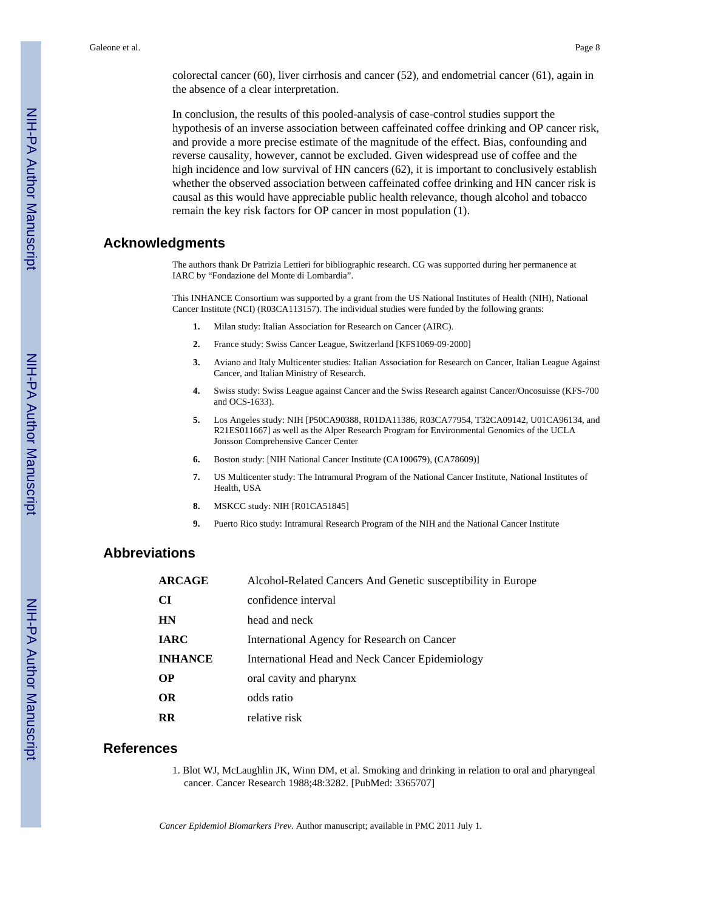colorectal cancer (60), liver cirrhosis and cancer (52), and endometrial cancer (61), again in the absence of a clear interpretation.

In conclusion, the results of this pooled-analysis of case-control studies support the hypothesis of an inverse association between caffeinated coffee drinking and OP cancer risk, and provide a more precise estimate of the magnitude of the effect. Bias, confounding and reverse causality, however, cannot be excluded. Given widespread use of coffee and the high incidence and low survival of HN cancers (62), it is important to conclusively establish whether the observed association between caffeinated coffee drinking and HN cancer risk is causal as this would have appreciable public health relevance, though alcohol and tobacco remain the key risk factors for OP cancer in most population (1).

## Acknowledgments

The authors thank Dr Patrizia Lettieri for bibliographic research. CG was supported during her permanence at IARC by "Fondazione del Monte di Lombardia".

This INHANCE Consortium was supported by a grant from the US National Institutes of Health (NIH), National Cancer Institute (NCI) (R03CA113157). The individual studies were funded by the following grants:

1. Milan study: Italian Association for Research on Cancer (AIRC).
2. France study: Swiss Cancer League, Switzerland [KFS1069-09-2000]
3. Aviano and Italy Multicenter studies: Italian Association for Research on Cancer, Italian League Against Cancer, and Italian Ministry of Research.
4. Swiss study: Swiss League against Cancer and the Swiss Research against Cancer/Oncosuisse (KFS-700 and OCS-1633).
5. Los Angeles study: NIH [P50CA90388, R01DA11386, R03CA77954, T32CA09142, U01CA96134, and R21ES011667] as well as the Alper Research Program for Environmental Genomics of the UCLA Jonsson Comprehensive Cancer Center
6. Boston study: [NIH National Cancer Institute (CA100679), (CA78609)]
7. US Multicenter study: The Intramural Program of the National Cancer Institute, National Institutes of Health, USA
8. MSKCC study: NIH [R01CA51845]
9. Puerto Rico study: Intramural Research Program of the NIH and the National Cancer Institute

## Abbreviations

| | |
|---|---|
| **ARCAGE** | Alcohol-Related Cancers And Genetic susceptibility in Europe |
| **CI** | confidence interval |
| **HN** | head and neck |
| **IARC** | International Agency for Research on Cancer |
| **INHANCE** | International Head and Neck Cancer Epidemiology |
| **OP** | oral cavity and pharynx |
| **OR** | odds ratio |
| **RR** | relative risk |

## References

1. Blot WJ, McLaughlin JK, Winn DM, et al. Smoking and drinking in relation to oral and pharyngeal cancer. Cancer Research 1988;48:3282. [PubMed: 3365707]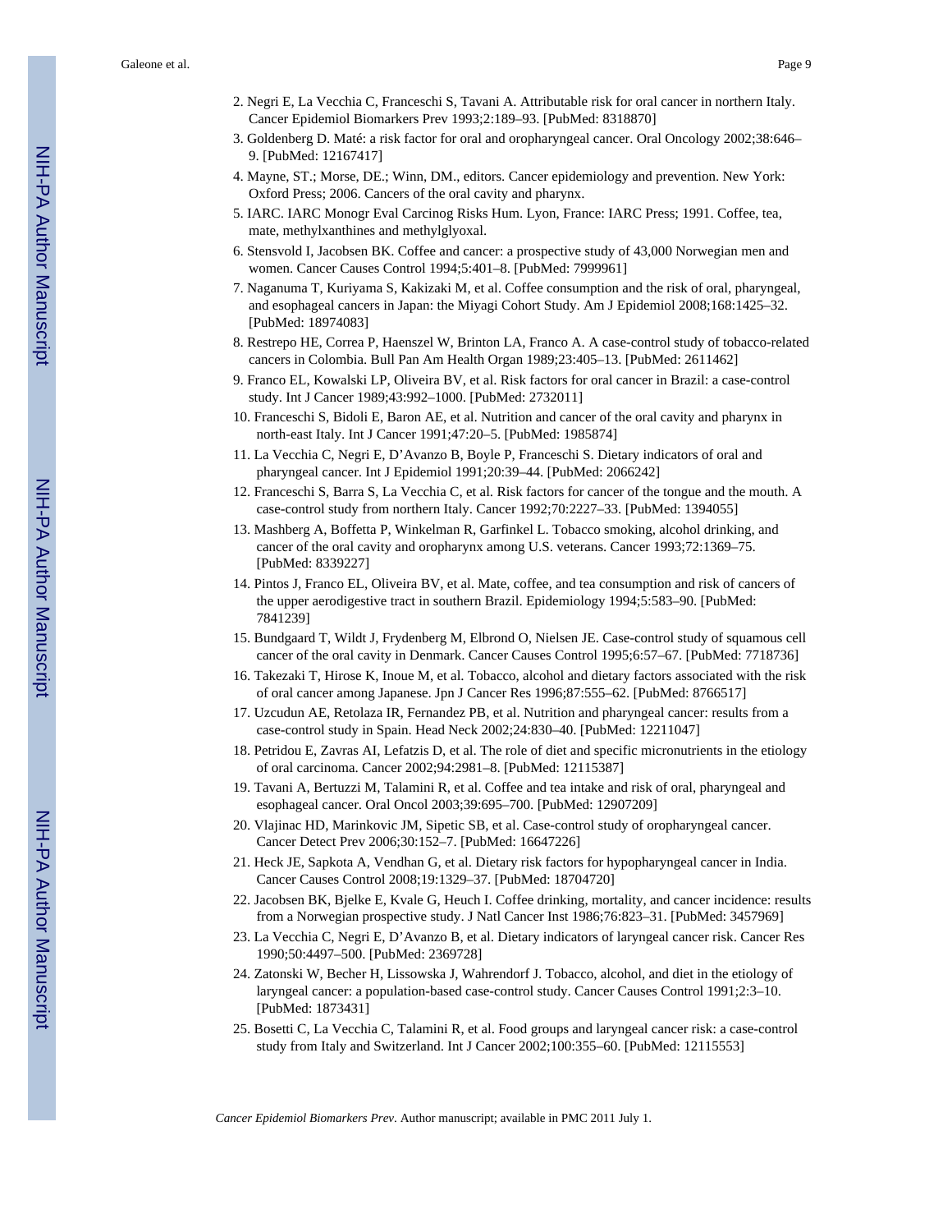2. Negri E, La Vecchia C, Franceschi S, Tavani A. Attributable risk for oral cancer in northern Italy. Cancer Epidemiol Biomarkers Prev 1993;2:189–93. [PubMed: 8318870]
3. Goldenberg D. Maté: a risk factor for oral and oropharyngeal cancer. Oral Oncology 2002;38:646–9. [PubMed: 12167417]
4. Mayne, ST.; Morse, DE.; Winn, DM., editors. Cancer epidemiology and prevention. New York: Oxford Press; 2006. Cancers of the oral cavity and pharynx.
5. IARC. IARC Monogr Eval Carcinog Risks Hum. Lyon, France: IARC Press; 1991. Coffee, tea, mate, methylxanthines and methylglyoxal.
6. Stensvold I, Jacobsen BK. Coffee and cancer: a prospective study of 43,000 Norwegian men and women. Cancer Causes Control 1994;5:401–8. [PubMed: 7999961]
7. Naganuma T, Kuriyama S, Kakizaki M, et al. Coffee consumption and the risk of oral, pharyngeal, and esophageal cancers in Japan: the Miyagi Cohort Study. Am J Epidemiol 2008;168:1425–32. [PubMed: 18974083]
8. Restrepo HE, Correa P, Haenszel W, Brinton LA, Franco A. A case-control study of tobacco-related cancers in Colombia. Bull Pan Am Health Organ 1989;23:405–13. [PubMed: 2611462]
9. Franco EL, Kowalski LP, Oliveira BV, et al. Risk factors for oral cancer in Brazil: a case-control study. Int J Cancer 1989;43:992–1000. [PubMed: 2732011]
10. Franceschi S, Bidoli E, Baron AE, et al. Nutrition and cancer of the oral cavity and pharynx in north-east Italy. Int J Cancer 1991;47:20–5. [PubMed: 1985874]
11. La Vecchia C, Negri E, D'Avanzo B, Boyle P, Franceschi S. Dietary indicators of oral and pharyngeal cancer. Int J Epidemiol 1991;20:39–44. [PubMed: 2066242]
12. Franceschi S, Barra S, La Vecchia C, et al. Risk factors for cancer of the tongue and the mouth. A case-control study from northern Italy. Cancer 1992;70:2227–33. [PubMed: 1394055]
13. Mashberg A, Boffetta P, Winkelman R, Garfinkel L. Tobacco smoking, alcohol drinking, and cancer of the oral cavity and oropharynx among U.S. veterans. Cancer 1993;72:1369–75. [PubMed: 8339227]
14. Pintos J, Franco EL, Oliveira BV, et al. Mate, coffee, and tea consumption and risk of cancers of the upper aerodigestive tract in southern Brazil. Epidemiology 1994;5:583–90. [PubMed: 7841239]
15. Bundgaard T, Wildt J, Frydenberg M, Elbrond O, Nielsen JE. Case-control study of squamous cell cancer of the oral cavity in Denmark. Cancer Causes Control 1995;6:57–67. [PubMed: 7718736]
16. Takezaki T, Hirose K, Inoue M, et al. Tobacco, alcohol and dietary factors associated with the risk of oral cancer among Japanese. Jpn J Cancer Res 1996;87:555–62. [PubMed: 8766517]
17. Uzcudun AE, Retolaza IR, Fernandez PB, et al. Nutrition and pharyngeal cancer: results from a case-control study in Spain. Head Neck 2002;24:830–40. [PubMed: 12211047]
18. Petridou E, Zavras AI, Lefatzis D, et al. The role of diet and specific micronutrients in the etiology of oral carcinoma. Cancer 2002;94:2981–8. [PubMed: 12115387]
19. Tavani A, Bertuzzi M, Talamini R, et al. Coffee and tea intake and risk of oral, pharyngeal and esophageal cancer. Oral Oncol 2003;39:695–700. [PubMed: 12907209]
20. Vlajinac HD, Marinkovic JM, Sipetic SB, et al. Case-control study of oropharyngeal cancer. Cancer Detect Prev 2006;30:152–7. [PubMed: 16647226]
21. Heck JE, Sapkota A, Vendhan G, et al. Dietary risk factors for hypopharyngeal cancer in India. Cancer Causes Control 2008;19:1329–37. [PubMed: 18704720]
22. Jacobsen BK, Bjelke E, Kvale G, Heuch I. Coffee drinking, mortality, and cancer incidence: results from a Norwegian prospective study. J Natl Cancer Inst 1986;76:823–31. [PubMed: 3457969]
23. La Vecchia C, Negri E, D'Avanzo B, et al. Dietary indicators of laryngeal cancer risk. Cancer Res 1990;50:4497–500. [PubMed: 2369728]
24. Zatonski W, Becher H, Lissowska J, Wahrendorf J. Tobacco, alcohol, and diet in the etiology of laryngeal cancer: a population-based case-control study. Cancer Causes Control 1991;2:3–10. [PubMed: 1873431]
25. Bosetti C, La Vecchia C, Talamini R, et al. Food groups and laryngeal cancer risk: a case-control study from Italy and Switzerland. Int J Cancer 2002;100:355–60. [PubMed: 12115553]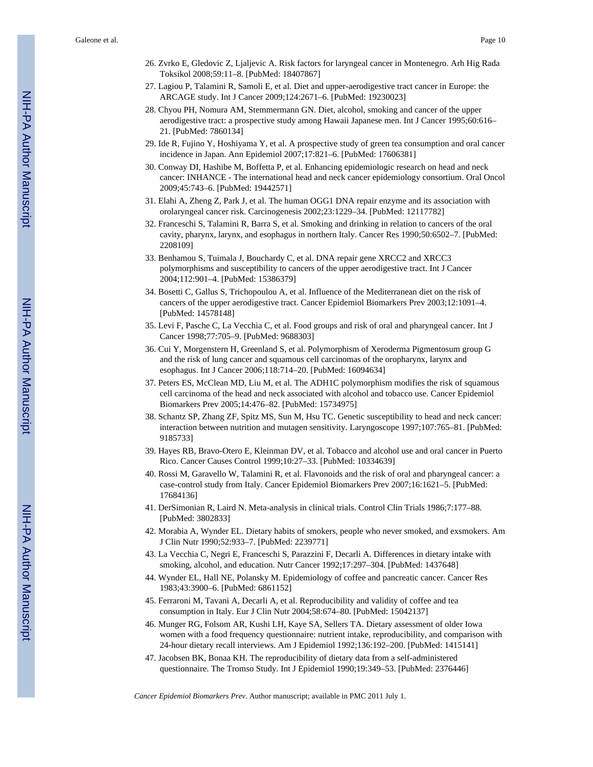26. Zvrko E, Gledovic Z, Ljaljevic A. Risk factors for laryngeal cancer in Montenegro. Arh Hig Rada Toksikol 2008;59:11–8. [PubMed: 18407867]
27. Lagiou P, Talamini R, Samoli E, et al. Diet and upper-aerodigestive tract cancer in Europe: the ARCAGE study. Int J Cancer 2009;124:2671–6. [PubMed: 19230023]
28. Chyou PH, Nomura AM, Stemmermann GN. Diet, alcohol, smoking and cancer of the upper aerodigestive tract: a prospective study among Hawaii Japanese men. Int J Cancer 1995;60:616–21. [PubMed: 7860134]
29. Ide R, Fujino Y, Hoshiyama Y, et al. A prospective study of green tea consumption and oral cancer incidence in Japan. Ann Epidemiol 2007;17:821–6. [PubMed: 17606381]
30. Conway DI, Hashibe M, Boffetta P, et al. Enhancing epidemiologic research on head and neck cancer: INHANCE - The international head and neck cancer epidemiology consortium. Oral Oncol 2009;45:743–6. [PubMed: 19442571]
31. Elahi A, Zheng Z, Park J, et al. The human OGG1 DNA repair enzyme and its association with orolaryngeal cancer risk. Carcinogenesis 2002;23:1229–34. [PubMed: 12117782]
32. Franceschi S, Talamini R, Barra S, et al. Smoking and drinking in relation to cancers of the oral cavity, pharynx, larynx, and esophagus in northern Italy. Cancer Res 1990;50:6502–7. [PubMed: 2208109]
33. Benhamou S, Tuimala J, Bouchardy C, et al. DNA repair gene XRCC2 and XRCC3 polymorphisms and susceptibility to cancers of the upper aerodigestive tract. Int J Cancer 2004;112:901–4. [PubMed: 15386379]
34. Bosetti C, Gallus S, Trichopoulou A, et al. Influence of the Mediterranean diet on the risk of cancers of the upper aerodigestive tract. Cancer Epidemiol Biomarkers Prev 2003;12:1091–4. [PubMed: 14578148]
35. Levi F, Pasche C, La Vecchia C, et al. Food groups and risk of oral and pharyngeal cancer. Int J Cancer 1998;77:705–9. [PubMed: 9688303]
36. Cui Y, Morgenstern H, Greenland S, et al. Polymorphism of Xeroderma Pigmentosum group G and the risk of lung cancer and squamous cell carcinomas of the oropharynx, larynx and esophagus. Int J Cancer 2006;118:714–20. [PubMed: 16094634]
37. Peters ES, McClean MD, Liu M, et al. The ADH1C polymorphism modifies the risk of squamous cell carcinoma of the head and neck associated with alcohol and tobacco use. Cancer Epidemiol Biomarkers Prev 2005;14:476–82. [PubMed: 15734975]
38. Schantz SP, Zhang ZF, Spitz MS, Sun M, Hsu TC. Genetic susceptibility to head and neck cancer: interaction between nutrition and mutagen sensitivity. Laryngoscope 1997;107:765–81. [PubMed: 9185733]
39. Hayes RB, Bravo-Otero E, Kleinman DV, et al. Tobacco and alcohol use and oral cancer in Puerto Rico. Cancer Causes Control 1999;10:27–33. [PubMed: 10334639]
40. Rossi M, Garavello W, Talamini R, et al. Flavonoids and the risk of oral and pharyngeal cancer: a case-control study from Italy. Cancer Epidemiol Biomarkers Prev 2007;16:1621–5. [PubMed: 17684136]
41. DerSimonian R, Laird N. Meta-analysis in clinical trials. Control Clin Trials 1986;7:177–88. [PubMed: 3802833]
42. Morabia A, Wynder EL. Dietary habits of smokers, people who never smoked, and exsmokers. Am J Clin Nutr 1990;52:933–7. [PubMed: 2239771]
43. La Vecchia C, Negri E, Franceschi S, Parazzini F, Decarli A. Differences in dietary intake with smoking, alcohol, and education. Nutr Cancer 1992;17:297–304. [PubMed: 1437648]
44. Wynder EL, Hall NE, Polansky M. Epidemiology of coffee and pancreatic cancer. Cancer Res 1983;43:3900–6. [PubMed: 6861152]
45. Ferraroni M, Tavani A, Decarli A, et al. Reproducibility and validity of coffee and tea consumption in Italy. Eur J Clin Nutr 2004;58:674–80. [PubMed: 15042137]
46. Munger RG, Folsom AR, Kushi LH, Kaye SA, Sellers TA. Dietary assessment of older Iowa women with a food frequency questionnaire: nutrient intake, reproducibility, and comparison with 24-hour dietary recall interviews. Am J Epidemiol 1992;136:192–200. [PubMed: 1415141]
47. Jacobsen BK, Bonaa KH. The reproducibility of dietary data from a self-administered questionnaire. The Tromso Study. Int J Epidemiol 1990;19:349–53. [PubMed: 2376446]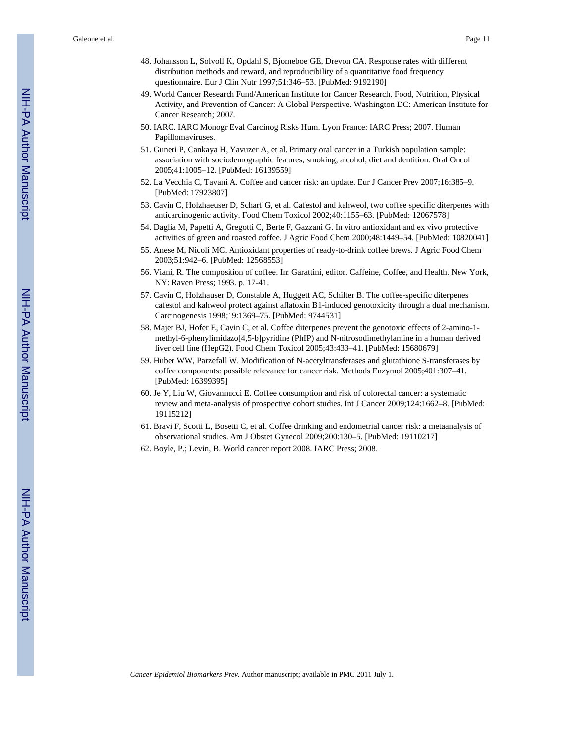48. Johansson L, Solvoll K, Opdahl S, Bjorneboe GE, Drevon CA. Response rates with different distribution methods and reward, and reproducibility of a quantitative food frequency questionnaire. Eur J Clin Nutr 1997;51:346–53. [PubMed: 9192190]
49. World Cancer Research Fund/American Institute for Cancer Research. Food, Nutrition, Physical Activity, and Prevention of Cancer: A Global Perspective. Washington DC: American Institute for Cancer Research; 2007.
50. IARC. IARC Monogr Eval Carcinog Risks Hum. Lyon France: IARC Press; 2007. Human Papillomaviruses.
51. Guneri P, Cankaya H, Yavuzer A, et al. Primary oral cancer in a Turkish population sample: association with sociodemographic features, smoking, alcohol, diet and dentition. Oral Oncol 2005;41:1005–12. [PubMed: 16139559]
52. La Vecchia C, Tavani A. Coffee and cancer risk: an update. Eur J Cancer Prev 2007;16:385–9. [PubMed: 17923807]
53. Cavin C, Holzhaeuser D, Scharf G, et al. Cafestol and kahweol, two coffee specific diterpenes with anticarcinogenic activity. Food Chem Toxicol 2002;40:1155–63. [PubMed: 12067578]
54. Daglia M, Papetti A, Gregotti C, Berte F, Gazzani G. In vitro antioxidant and ex vivo protective activities of green and roasted coffee. J Agric Food Chem 2000;48:1449–54. [PubMed: 10820041]
55. Anese M, Nicoli MC. Antioxidant properties of ready-to-drink coffee brews. J Agric Food Chem 2003;51:942–6. [PubMed: 12568553]
56. Viani, R. The composition of coffee. In: Garattini, editor. Caffeine, Coffee, and Health. New York, NY: Raven Press; 1993. p. 17-41.
57. Cavin C, Holzhauser D, Constable A, Huggett AC, Schilter B. The coffee-specific diterpenes cafestol and kahweol protect against aflatoxin B1-induced genotoxicity through a dual mechanism. Carcinogenesis 1998;19:1369–75. [PubMed: 9744531]
58. Majer BJ, Hofer E, Cavin C, et al. Coffee diterpenes prevent the genotoxic effects of 2-amino-1-methyl-6-phenylimidazo[4,5-b]pyridine (PhIP) and N-nitrosodimethylamine in a human derived liver cell line (HepG2). Food Chem Toxicol 2005;43:433–41. [PubMed: 15680679]
59. Huber WW, Parzefall W. Modification of N-acetyltransferases and glutathione S-transferases by coffee components: possible relevance for cancer risk. Methods Enzymol 2005;401:307–41. [PubMed: 16399395]
60. Je Y, Liu W, Giovannucci E. Coffee consumption and risk of colorectal cancer: a systematic review and meta-analysis of prospective cohort studies. Int J Cancer 2009;124:1662–8. [PubMed: 19115212]
61. Bravi F, Scotti L, Bosetti C, et al. Coffee drinking and endometrial cancer risk: a metaanalysis of observational studies. Am J Obstet Gynecol 2009;200:130–5. [PubMed: 19110217]
62. Boyle, P.; Levin, B. World cancer report 2008. IARC Press; 2008.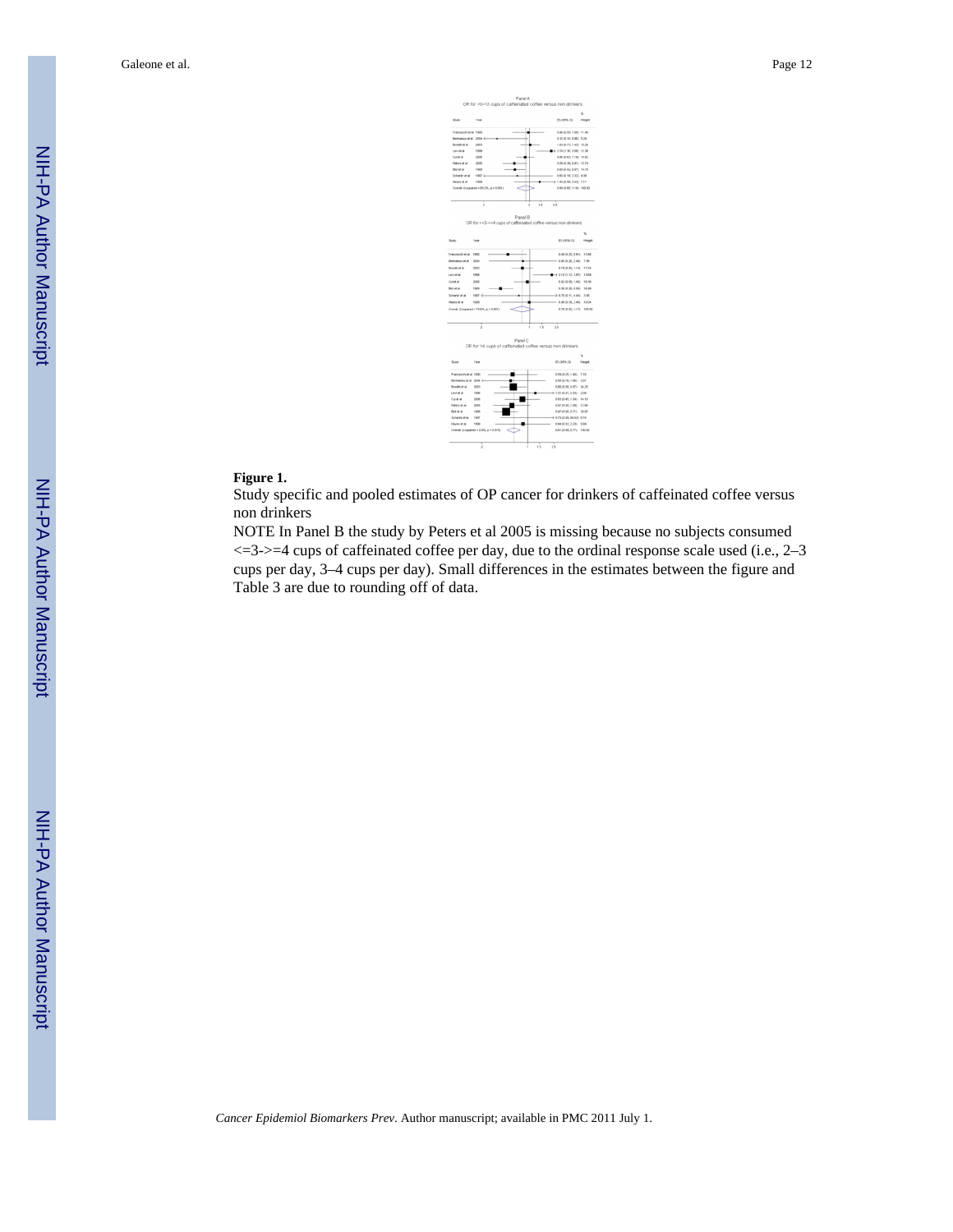**Figure 1.**

Study specific and pooled estimates of OP cancer for drinkers of caffeinated coffee versus non drinkers

NOTE In Panel B the study by Peters et al 2005 is missing because no subjects consumed <=3->=4 cups of caffeinated coffee per day, due to the ordinal response scale used (i.e., 2–3 cups per day, 3–4 cups per day). Small differences in the estimates between the figure and Table 3 are due to rounding off of data.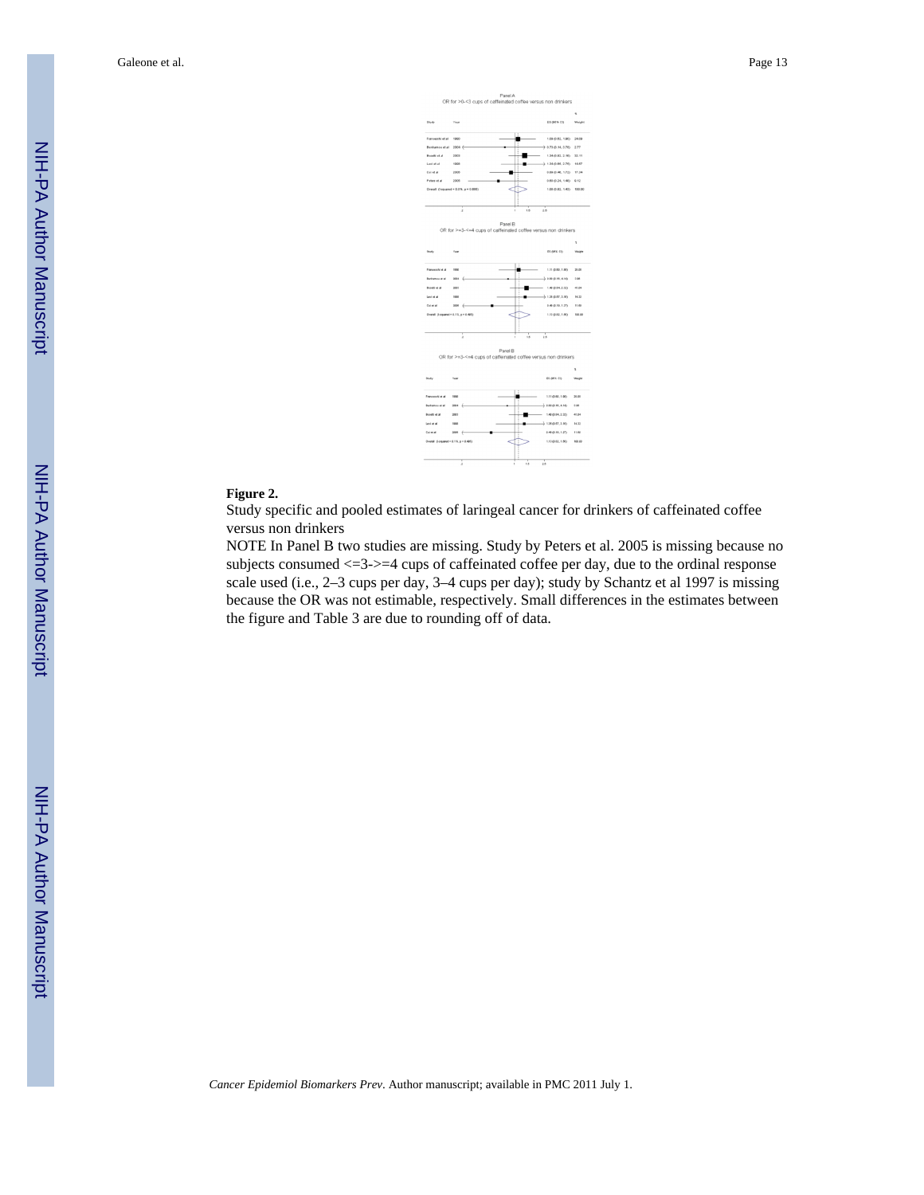**Figure 2.**

Study specific and pooled estimates of laringeal cancer for drinkers of caffeinated coffee versus non drinkers

NOTE In Panel B two studies are missing. Study by Peters et al. 2005 is missing because no subjects consumed <=3->=4 cups of caffeinated coffee per day, due to the ordinal response scale used (i.e., 2–3 cups per day, 3–4 cups per day); study by Schantz et al 1997 is missing because the OR was not estimable, respectively. Small differences in the estimates between the figure and Table 3 are due to rounding off of data.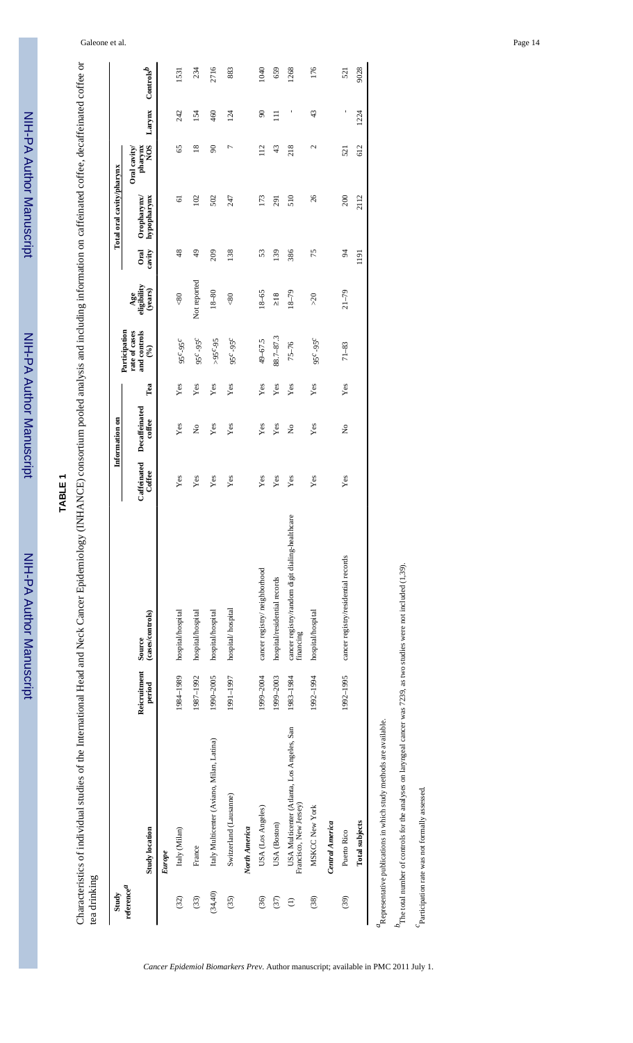**TABLE 1**

Characteristics of individual studies of the International Head and Neck Cancer Epidemiology (INHANCE) consortium pooled analysis and including information on caffeinated coffee, decaffeinated coffee or tea drinking

| Study reference[a] | Study location | Reicruitment period | Source (cases/controls) | Information on | | | Participation rate of cases and controls (%) | Age eligibility (years) | Total oral cavity/pharynx | | | | Larynx | Controls[b] |
|---|---|---|---|---|---|---|---|---|---|---|---|---|---|---|
| | | | | Caffeinated Coffee | Decaffeinated coffee | Tea | | | Oral cavity | Oropharynx/ hypopharynx | Oral cavity/ pharynx NOS | | | |
| | *Europe* | | | | | | | | | | | | | |
| (32) | Italy (Milan) | 1984–1989 | hospital/hospital | Yes | Yes | Yes | 95[c]-95[c] | <80 | 48 | 61 | 65 | | 242 | 1531 |
| (33) | France | 1987–1992 | hospital/hospital | Yes | No | Yes | 95[c]-95[c] | Not reported | 49 | 102 | 18 | | 154 | 234 |
| (34,40) | Italy Multicenter (Aviano, Milan, Latina) | 1990–2005 | hospital/hospital | Yes | Yes | Yes | >95[c]-95 | 18–80 | 209 | 502 | 90 | | 460 | 2716 |
| (35) | Switzerland (Lausanne) | 1991–1997 | hospital/ hospital | Yes | Yes | Yes | 95[c]-95[c] | <80 | 138 | 247 | 7 | | 124 | 883 |
| | *North America* | | | | | | | | | | | | | |
| (36) | USA (Los Angeles) | 1999–2004 | cancer registry/ neighborhood | Yes | Yes | Yes | 49–67.5 | 18–65 | 53 | 173 | 112 | | 90 | 1040 |
| (37) | USA (Boston) | 1999–2003 | hospital/residential records | Yes | Yes | Yes | 88.7–87.3 | ≥18 | 139 | 291 | 43 | | 111 | 659 |
| (1) | USA Multicenter (Atlanta, Los Angeles, San Francisco, New Jersey) | 1983–1984 | cancer registry/random digit dialing-healthcare financing | Yes | No | Yes | 75–76 | 18–79 | 386 | 510 | 218 | | - | 1268 |
| (38) | MSKCC New York | 1992–1994 | hospital/hospital | Yes | Yes | Yes | 95[c]-95[c] | >20 | 75 | 26 | 2 | | 43 | 176 |
| | *Central America* | | | | | | | | | | | | | |
| (39) | Puerto Rico | 1992–1995 | cancer registry/residential records | Yes | No | Yes | 71–83 | 21–79 | 94 | 200 | 521 | | - | 521 |
| | **Total subjects** | | | | | | | | 1191 | 2112 | 612 | | 1224 | 9028 |

[a] Representative publications in which study methods are available.

[b] The total number of controls for the analyses on laryngeal cancer was 7239, as two studies were not included (1,39).

[c] Participation rate was not formally assessed.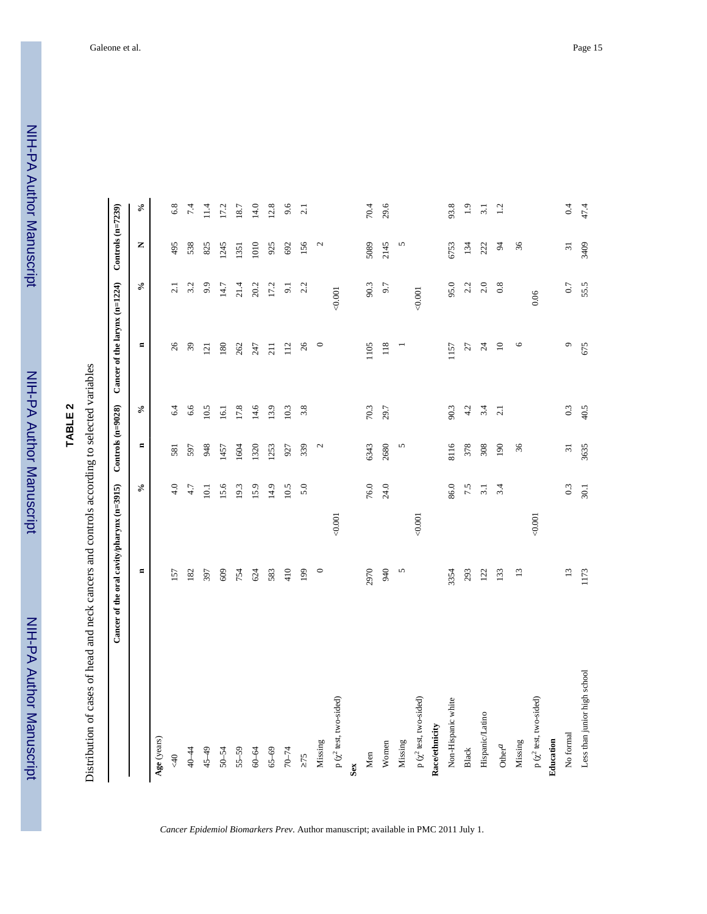## TABLE 2

Distribution of cases of head and neck cancers and controls according to selected variables

| | Cancer of the oral cavity/pharynx (n=3915) | | Controls (n=9028) | | Cancer of the larynx (n=1224) | | Controls (n=7239) | |
|---|---|---|---|---|---|---|---|---|
| | n | % | n | % | n | % | N | % |
| **Age** (years) | | | | | | | | |
| <40 | 157 | 4.0 | 581 | 6.4 | 26 | 2.1 | 495 | 6.8 |
| 40–44 | 182 | 4.7 | 597 | 6.6 | 39 | 3.2 | 538 | 7.4 |
| 45–49 | 397 | 10.1 | 948 | 10.5 | 121 | 9.9 | 825 | 11.4 |
| 50–54 | 609 | 15.6 | 1457 | 16.1 | 180 | 14.7 | 1245 | 17.2 |
| 55–59 | 754 | 19.3 | 1604 | 17.8 | 262 | 21.4 | 1351 | 18.7 |
| 60–64 | 624 | 15.9 | 1320 | 14.6 | 247 | 20.2 | 1010 | 14.0 |
| 65–69 | 583 | 14.9 | 1253 | 13.9 | 211 | 17.2 | 925 | 12.8 |
| 70–74 | 410 | 10.5 | 927 | 10.3 | 112 | 9.1 | 692 | 9.6 |
| ≥75 | 199 | 5.0 | 339 | 3.8 | 26 | 2.2 | 156 | 2.1 |
| Missing | 0 | | 2 | | 0 | | 2 | |
| p ($\chi^2$ test, two-sided) | <0.001 | | | | <0.001 | | | |
| **Sex** | | | | | | | | |
| Men | 2970 | 76.0 | 6343 | 70.3 | 1105 | 90.3 | 5089 | 70.4 |
| Women | 940 | 24.0 | 2680 | 29.7 | 118 | 9.7 | 2145 | 29.6 |
| Missing | 5 | | 5 | | 1 | | 5 | |
| p ($\chi^2$ test, two-sided) | <0.001 | | | | <0.001 | | | |
| **Race/ethnicity** | | | | | | | | |
| Non-Hispanic white | 3354 | 86.0 | 8116 | 90.3 | 1157 | 95.0 | 6753 | 93.8 |
| Black | 293 | 7.5 | 378 | 4.2 | 27 | 2.2 | 134 | 1.9 |
| Hispanic/Latino | 122 | 3.1 | 308 | 3.4 | 24 | 2.0 | 222 | 3.1 |
| Other[a] | 133 | 3.4 | 190 | 2.1 | 10 | 0.8 | 94 | 1.2 |
| Missing | 13 | | 36 | | 6 | | 36 | |
| p ($\chi^2$ test, two-sided) | <0.001 | | | | 0.06 | | | |
| **Education** | | | | | | | | |
| No formal | 13 | 0.3 | 31 | 0.3 | 9 | 0.7 | 31 | 0.4 |
| Less than junior high school | 1173 | 30.1 | 3635 | 40.5 | 675 | 55.5 | 3409 | 47.4 |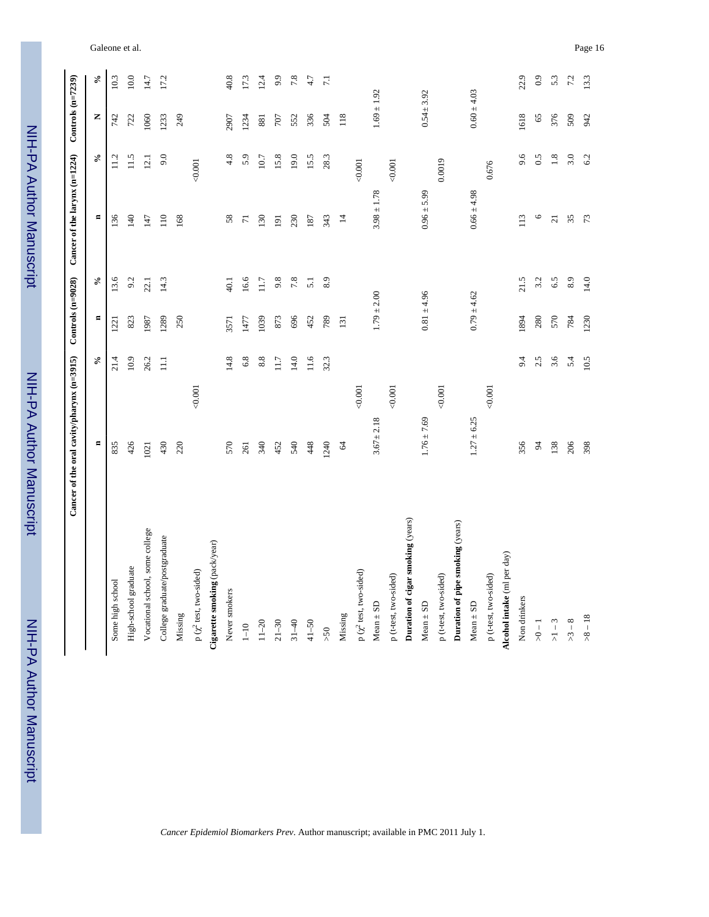| | Cancer of the oral cavity/pharynx (n=3915) | | Controls (n=9028) | | Cancer of the larynx (n=1224) | | Controls (n=7239) | |
|---|---|---|---|---|---|---|---|---|
| | n | % | n | % | n | % | N | % |
| Some high school | 835 | 21.4 | 1221 | 13.6 | 136 | 11.2 | 742 | 10.3 |
| High-school graduate | 426 | 10.9 | 823 | 9.2 | 140 | 11.5 | 722 | 10.0 |
| Vocational school, some college | 1021 | 26.2 | 1987 | 22.1 | 147 | 12.1 | 1060 | 14.7 |
| College graduate/postgraduate | 430 | 11.1 | 1289 | 14.3 | 110 | 9.0 | 1233 | 17.2 |
| Missing | 220 | | 250 | | 168 | | 249 | |
| p ($\chi^2$ test, two-sided) | <0.001 | | | | <0.001 | | | |
| **Cigarette smoking** (pack/year) | | | | | | | | |
| Never smokers | 570 | 14.8 | 3571 | 40.1 | 58 | 4.8 | 2907 | 40.8 |
| 1–10 | 261 | 6.8 | 1477 | 16.6 | 71 | 5.9 | 1234 | 17.3 |
| 11–20 | 340 | 8.8 | 1039 | 11.7 | 130 | 10.7 | 881 | 12.4 |
| 21–30 | 452 | 11.7 | 873 | 9.8 | 191 | 15.8 | 707 | 9.9 |
| 31–40 | 540 | 14.0 | 696 | 7.8 | 230 | 19.0 | 552 | 7.8 |
| 41–50 | 448 | 11.6 | 452 | 5.1 | 187 | 15.5 | 336 | 4.7 |
| >50 | 1240 | 32.3 | 789 | 8.9 | 343 | 28.3 | 504 | 7.1 |
| Missing | 64 | | 131 | | 14 | | 118 | |
| p ($\chi^2$ test, two-sided) | <0.001 | | | | <0.001 | | | |
| Mean ± SD | 3.67 ± 2.18 | | 1.79 ± 2.00 | | 3.98 ± 1.78 | | 1.69 ± 1.92 | |
| p (t-test, two-sided) | <0.001 | | | | <0.001 | | | |
| **Duration of cigar smoking** (years) | | | | | | | | |
| Mean ± SD | 1.76 ± 7.69 | | 0.81 ± 4.96 | | 0.96 ± 5.99 | | 0.54 ± 3.92 | |
| p (t-test, two-sided) | <0.001 | | | | 0.0019 | | | |
| **Duration of pipe smoking** (years) | | | | | | | | |
| Mean ± SD | 1.27 ± 6.25 | | 0.79 ± 4.62 | | 0.66 ± 4.98 | | 0.60 ± 4.03 | |
| p (t-test, two-sided) | <0.001 | | | | 0.676 | | | |
| **Alcohol intake** (ml per day) | | | | | | | | |
| Non drinkers | 356 | 9.4 | 1894 | 21.5 | 113 | 9.6 | 1618 | 22.9 |
| >0 – 1 | 94 | 2.5 | 280 | 3.2 | 6 | 0.5 | 65 | 0.9 |
| >1 – 3 | 138 | 3.6 | 570 | 6.5 | 21 | 1.8 | 376 | 5.3 |
| >3 – 8 | 206 | 5.4 | 784 | 8.9 | 35 | 3.0 | 509 | 7.2 |
| >8 – 18 | 398 | 10.5 | 1230 | 14.0 | 73 | 6.2 | 942 | 13.3 |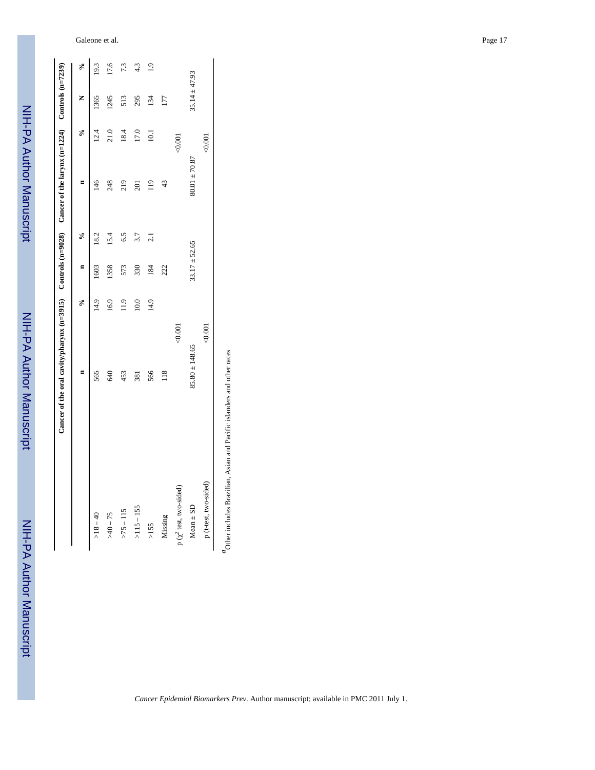| | Cancer of the oral cavity/pharynx (n=3915) | | Controls (n=9028) | | Cancer of the larynx (n=1224) | | Controls (n=7239) | |
|---|---|---|---|---|---|---|---|---|
| | n | % | n | % | n | % | N | % |
| >18 – 40 | 565 | 14.9 | 1603 | 18.2 | 146 | 12.4 | 1365 | 19.3 |
| >40 – 75 | 640 | 16.9 | 1358 | 15.4 | 248 | 21.0 | 1245 | 17.6 |
| >75 – 115 | 453 | 11.9 | 573 | 6.5 | 219 | 18.4 | 513 | 7.3 |
| >115 – 155 | 381 | 10.0 | 330 | 3.7 | 201 | 17.0 | 295 | 4.3 |
| >155 | 566 | 14.9 | 184 | 2.1 | 119 | 10.1 | 134 | 1.9 |
| Missing | 118 | | 222 | | 43 | | 177 | |
| p ($\chi^2$ test, two-sided) | <0.001 | | | | <0.001 | | | |
| Mean ± SD | 85.80 ± 148.65 | | 33.17 ± 52.65 | | 80.01 ± 70.87 | | 35.14 ± 47.93 | |
| p (t-test, two-sided) | <0.001 | | | | <0.001 | | | |

[a] Other includes Brazilian, Asian and Pacific islanders and other races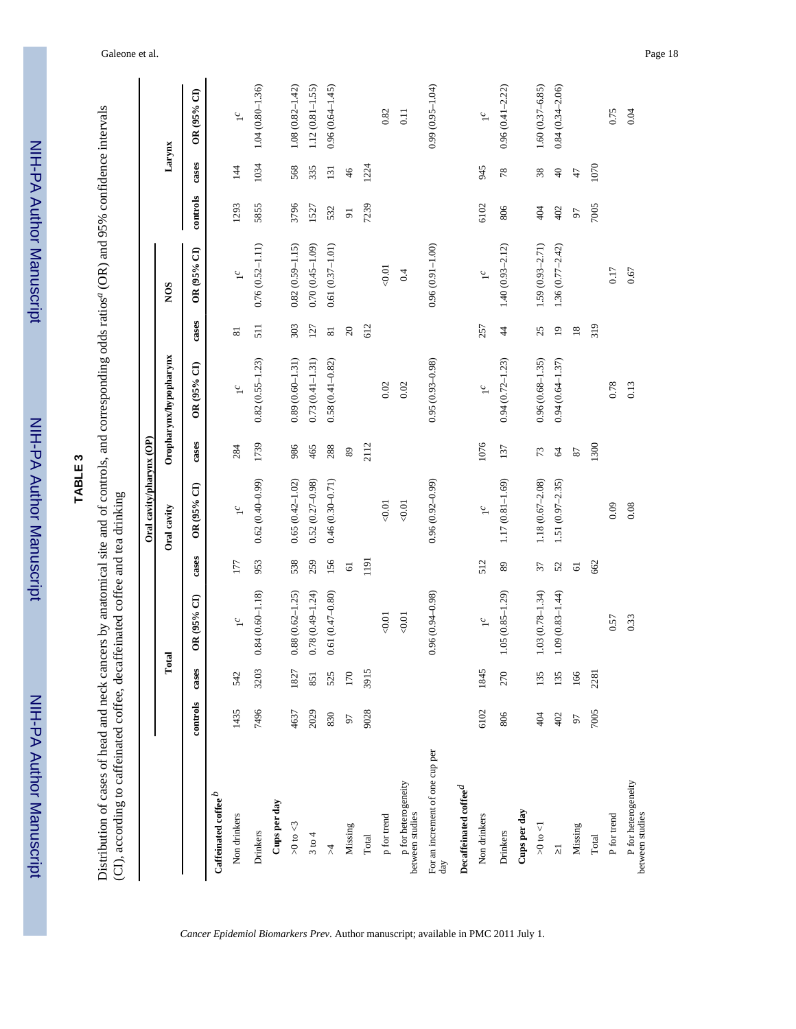## TABLE 3

Distribution of cases of head and neck cancers by anatomical site and of controls, and corresponding odds ratios[a] (OR) and 95% confidence intervals (CI), according to caffeinated coffee, decaffeinated coffee and tea drinking

| | Total | | | Oral cavity/pharynx (OP) | | | | | | Larynx | | |
|---|---|---|---|---|---|---|---|---|---|---|---|---|
| | | | | Oral cavity | | Oropharynx/hypopharynx | | NOS | | | | |
| | controls | cases | OR (95% CI) | cases | OR (95% CI) | cases | OR (95% CI) | cases | OR (95% CI) | controls | cases | OR (95% CI) |
| **Caffeinated coffee**[b] | | | | | | | | | | | | |
| Non drinkers | 1435 | 542 | 1[c] | 177 | 1[c] | 284 | 1[c] | 81 | 1[c] | 1293 | 144 | 1[c] |
| Drinkers | 7496 | 3203 | 0.84 (0.60–1.18) | 953 | 0.62 (0.40–0.99) | 1739 | 0.82 (0.55–1.23) | 511 | 0.76 (0.52–1.11) | 5855 | 1034 | 1.04 (0.80–1.36) |
| **Cups per day** | | | | | | | | | | | | |
| >0 to <3 | 4637 | 1827 | 0.88 (0.62–1.25) | 538 | 0.65 (0.42–1.02) | 986 | 0.89 (0.60–1.31) | 303 | 0.82 (0.59–1.15) | 3796 | 568 | 1.08 (0.82–1.42) |
| 3 to 4 | 2029 | 851 | 0.78 (0.49–1.24) | 259 | 0.52 (0.27–0.98) | 465 | 0.73 (0.41–1.31) | 127 | 0.70 (0.45–1.09) | 1527 | 335 | 1.12 (0.81–1.55) |
| >4 | 830 | 525 | 0.61 (0.47–0.80) | 156 | 0.46 (0.30–0.71) | 288 | 0.58 (0.41–0.82) | 81 | 0.61 (0.37–1.01) | 532 | 131 | 0.96 (0.64–1.45) |
| Missing | 97 | 170 | | 61 | | 89 | | 20 | | 91 | 46 | |
| Total | 9028 | 3915 | | 1191 | | 2112 | | 612 | | 7239 | 1224 | |
| p for trend | | | <0.01 | | <0.01 | | 0.02 | | <0.01 | | | 0.82 |
| p for heterogeneity between studies | | | <0.01 | | <0.01 | | 0.02 | | 0.4 | | | 0.11 |
| For an increment of one cup per day | | | 0.96 (0.94–0.98) | | 0.96 (0.92–0.99) | | 0.95 (0.93–0.98) | | 0.96 (0.91–1.00) | | | 0.99 (0.95–1.04) |
| **Decaffeinated coffee**[d] | | | | | | | | | | | | |
| Non drinkers | 6102 | 1845 | 1[c] | 512 | 1[c] | 1076 | 1[c] | 257 | 1[c] | 6102 | 945 | 1[c] |
| Drinkers | 806 | 270 | 1.05 (0.85–1.29) | 89 | 1.17 (0.81–1.69) | 137 | 0.94 (0.72–1.23) | 44 | 1.40 (0.93–2.12) | 806 | 78 | 0.96 (0.41–2.22) |
| **Cups per day** | | | | | | | | | | | | |
| >0 to <1 | 404 | 135 | 1.03 (0.78–1.34) | 37 | 1.18 (0.67–2.08) | 73 | 0.96 (0.68–1.35) | 25 | 1.59 (0.93–2.71) | 404 | 38 | 1.60 (0.37–6.85) |
| ≥1 | 402 | 135 | 1.09 (0.83–1.44) | 52 | 1.51 (0.97–2.35) | 64 | 0.94 (0.64–1.37) | 19 | 1.36 (0.77–2.42) | 402 | 40 | 0.84 (0.34–2.06) |
| Missing | 97 | 166 | | 61 | | 87 | | 18 | | 97 | 47 | |
| Total | 7005 | 2281 | | 662 | | 1300 | | 319 | | 7005 | 1070 | |
| P for trend | | | 0.57 | | 0.09 | | 0.78 | | 0.17 | | | 0.75 |
| P for heterogeneity between studies | | | 0.33 | | 0.08 | | 0.13 | | 0.67 | | | 0.04 |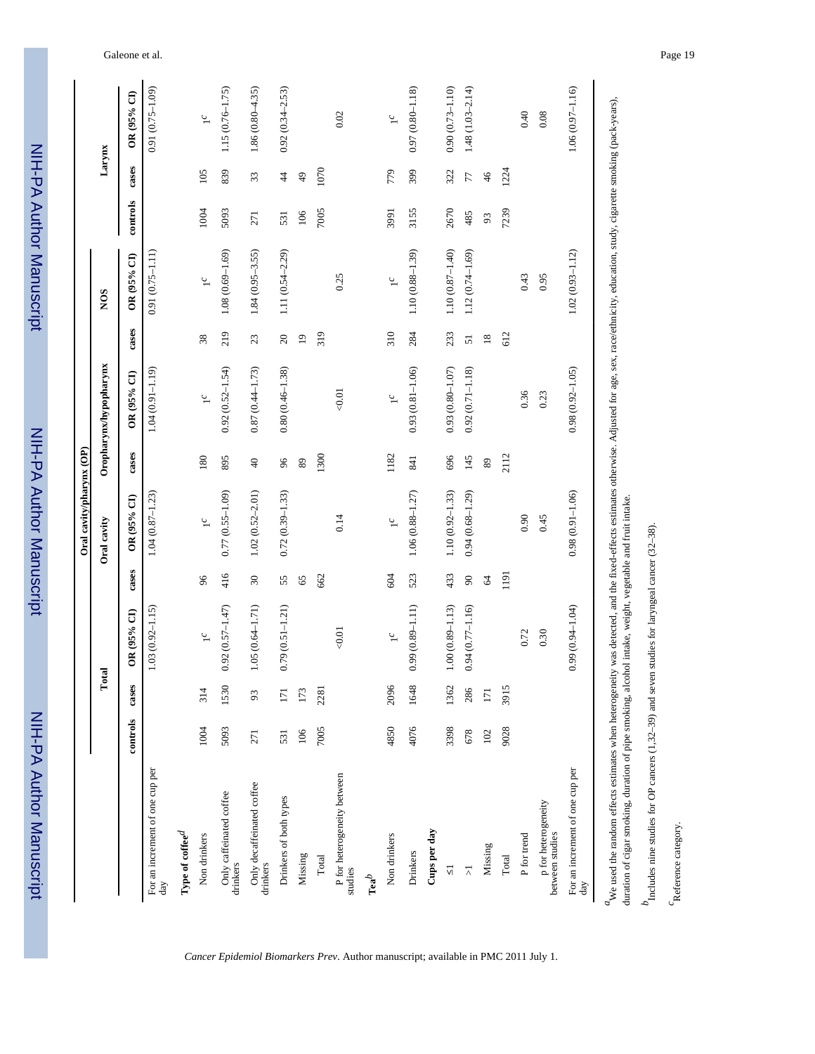| | Total | | | Oral cavity/pharynx (OP) | | | | | | | | NOS | | Larynx | | |
|---|---|---|---|---|---|---|---|---|---|---|---|---|---|---|---|---|
| | | | | Oral cavity | | Oropharynx/hypopharynx | | | | | | | | | | |
| | controls | cases | OR (95% CI) | cases | OR (95% CI) | cases | OR (95% CI) | cases | OR (95% CI) | controls | cases | OR (95% CI) |
| For an increment of one cup per day | | | 1.03 (0.92–1.15) | | 1.04 (0.87–1.23) | | 1.04 (0.91–1.19) | | 0.91 (0.75–1.11) | | | 0.91 (0.75–1.09) |
| **Type of coffee**[d] | | | | | | | | | | | | |
| Non drinkers | 1004 | 314 | 1[c] | 96 | 1[c] | 180 | 1[c] | 38 | 1[c] | 1004 | 105 | 1[c] |
| Only caffeinated coffee drinkers | 5093 | 1530 | 0.92 (0.57–1.47) | 416 | 0.77 (0.55–1.09) | 895 | 0.92 (0.52–1.54) | 219 | 1.08 (0.69–1.69) | 5093 | 839 | 1.15 (0.76–1.75) |
| Only decaffeinated coffee drinkers | 271 | 93 | 1.05 (0.64–1.71) | 30 | 1.02 (0.52–2.01) | 40 | 0.87 (0.44–1.73) | 23 | 1.84 (0.95–3.55) | 271 | 33 | 1.86 (0.80–4.35) |
| Drinkers of both types | 531 | 171 | 0.79 (0.51–1.21) | 55 | 0.72 (0.39–1.33) | 96 | 0.80 (0.46–1.38) | 20 | 1.11 (0.54–2.29) | 531 | 44 | 0.92 (0.34–2.53) |
| Missing | 106 | 173 | | 65 | | 89 | | 19 | | 106 | 49 | |
| Total | 7005 | 2281 | | 662 | | 1300 | | 319 | | 7005 | 1070 | |
| P for heterogeneity between studies | | | <0.01 | | 0.14 | | <0.01 | | 0.25 | | | 0.02 |
| **Tea**[b] | | | | | | | | | | | | |
| Non drinkers | 4850 | 2096 | 1[c] | 604 | 1[c] | 1182 | 1[c] | 310 | 1[c] | 3991 | 779 | 1[c] |
| Drinkers | 4076 | 1648 | 0.99 (0.89–1.11) | 523 | 1.06 (0.88–1.27) | 841 | 0.93 (0.81–1.06) | 284 | 1.10 (0.88–1.39) | 3155 | 399 | 0.97 (0.80–1.18) |
| **Cups per day** | | | | | | | | | | | | |
| ≤1 | 3398 | 1362 | 1.00 (0.89–1.13) | 433 | 1.10 (0.92–1.33) | 696 | 0.93 (0.80–1.07) | 233 | 1.10 (0.87–1.40) | 2670 | 322 | 0.90 (0.73–1.10) |
| >1 | 678 | 286 | 0.94 (0.77–1.16) | 90 | 0.94 (0.68–1.29) | 145 | 0.92 (0.71–1.18) | 51 | 1.12 (0.74–1.69) | 485 | 77 | 1.48 (1.03–2.14) |
| Missing | 102 | 171 | | 64 | | 89 | | 18 | | 93 | 46 | |
| Total | 9028 | 3915 | | 1191 | | 2112 | | 612 | | 7239 | 1224 | |
| P for trend | | | 0.72 | | 0.90 | | 0.36 | | 0.43 | | | 0.40 |
| p for heterogeneity between studies | | | 0.30 | | 0.45 | | 0.23 | | 0.95 | | | 0.08 |
| For an increment of one cup per day | | | 0.99 (0.94–1.04) | | 0.98 (0.91–1.06) | | 0.98 (0.92–1.05) | | 1.02 (0.93–1.12) | | | 1.06 (0.97–1.16) |

[a]We used the random effects estimates when heterogeneity was detected, and the fixed-effects estimates otherwise. Adjusted for age, sex, race/ethnicity, education, study, cigarette smoking (pack-years), duration of cigar smoking, duration of pipe smoking, alcohol intake, weight, vegetable and fruit intake.

[b]Includes nine studies for OP cancers (1,32–39) and seven studies for laryngeal cancer (32–38).

[c]Reference category.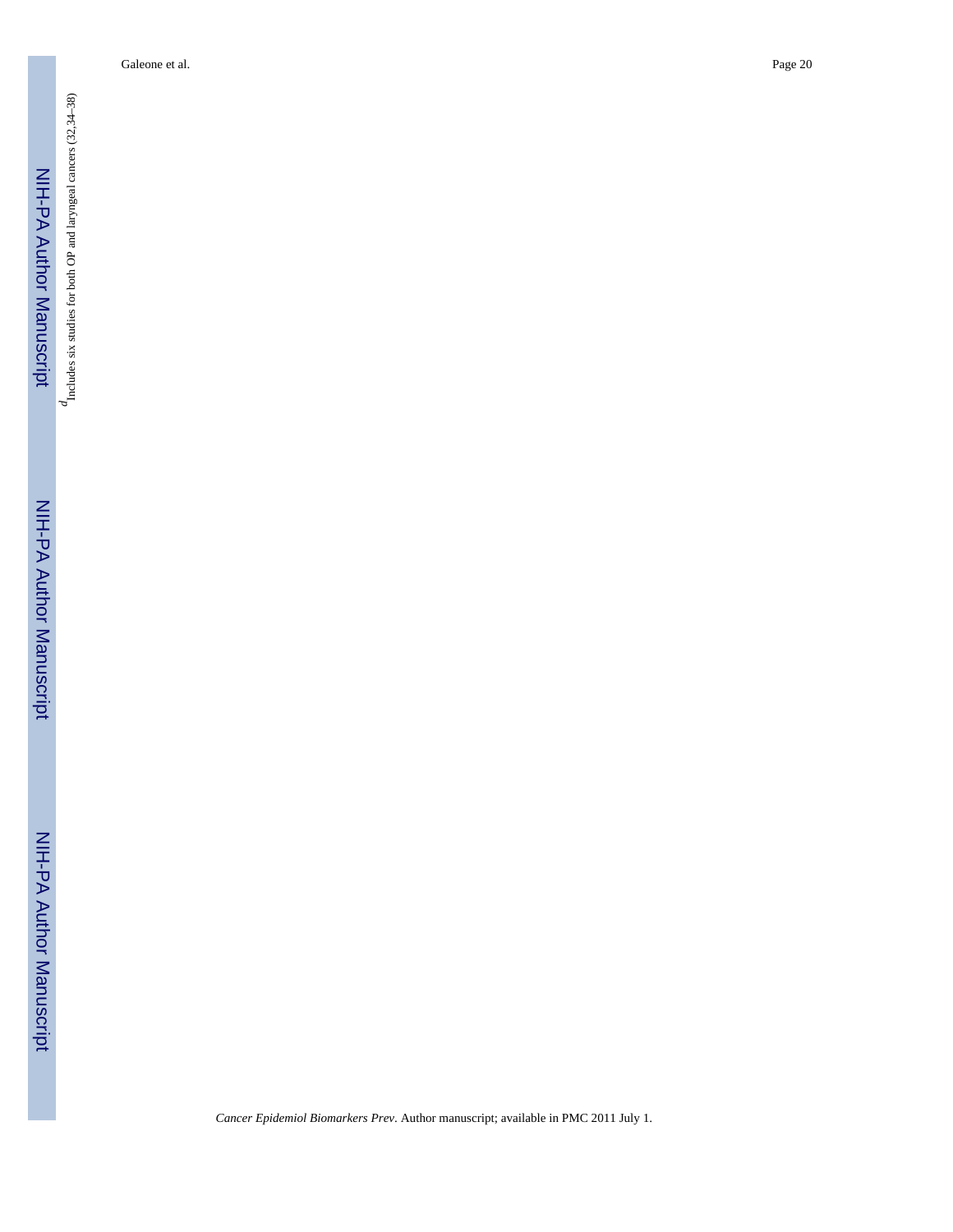[d] Includes six studies for both OP and laryngeal cancers (32,34–38)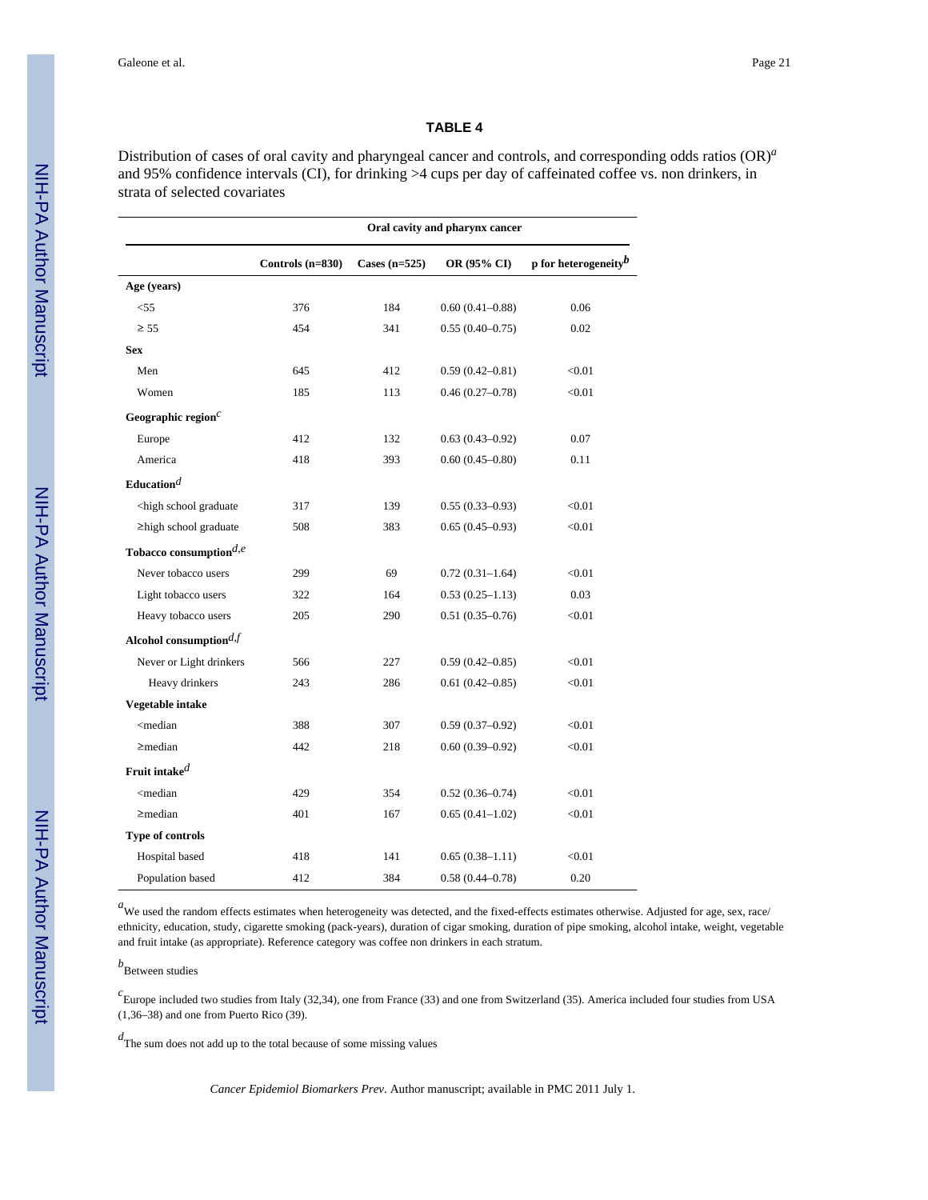## TABLE 4

Distribution of cases of oral cavity and pharyngeal cancer and controls, and corresponding odds ratios (OR)[a] and 95% confidence intervals (CI), for drinking >4 cups per day of caffeinated coffee vs. non drinkers, in strata of selected covariates

| | Oral cavity and pharynx cancer | | | |
|---|---|---|---|---|
| | Controls (n=830) | Cases (n=525) | OR (95% CI) | p for heterogeneity[b] |
| **Age (years)** | | | | |
| <55 | 376 | 184 | 0.60 (0.41–0.88) | 0.06 |
| ≥ 55 | 454 | 341 | 0.55 (0.40–0.75) | 0.02 |
| **Sex** | | | | |
| Men | 645 | 412 | 0.59 (0.42–0.81) | <0.01 |
| Women | 185 | 113 | 0.46 (0.27–0.78) | <0.01 |
| **Geographic region[c]** | | | | |
| Europe | 412 | 132 | 0.63 (0.43–0.92) | 0.07 |
| America | 418 | 393 | 0.60 (0.45–0.80) | 0.11 |
| **Education[d]** | | | | |
| <high school graduate | 317 | 139 | 0.55 (0.33–0.93) | <0.01 |
| ≥high school graduate | 508 | 383 | 0.65 (0.45–0.93) | <0.01 |
| **Tobacco consumption[d,e]** | | | | |
| Never tobacco users | 299 | 69 | 0.72 (0.31–1.64) | <0.01 |
| Light tobacco users | 322 | 164 | 0.53 (0.25–1.13) | 0.03 |
| Heavy tobacco users | 205 | 290 | 0.51 (0.35–0.76) | <0.01 |
| **Alcohol consumption[d,f]** | | | | |
| Never or Light drinkers | 566 | 227 | 0.59 (0.42–0.85) | <0.01 |
| Heavy drinkers | 243 | 286 | 0.61 (0.42–0.85) | <0.01 |
| **Vegetable intake** | | | | |
| <median | 388 | 307 | 0.59 (0.37–0.92) | <0.01 |
| ≥median | 442 | 218 | 0.60 (0.39–0.92) | <0.01 |
| **Fruit intake[d]** | | | | |
| <median | 429 | 354 | 0.52 (0.36–0.74) | <0.01 |
| ≥median | 401 | 167 | 0.65 (0.41–1.02) | <0.01 |
| **Type of controls** | | | | |
| Hospital based | 418 | 141 | 0.65 (0.38–1.11) | <0.01 |
| Population based | 412 | 384 | 0.58 (0.44–0.78) | 0.20 |

[a]We used the random effects estimates when heterogeneity was detected, and the fixed-effects estimates otherwise. Adjusted for age, sex, race/ethnicity, education, study, cigarette smoking (pack-years), duration of cigar smoking, duration of pipe smoking, alcohol intake, weight, vegetable and fruit intake (as appropriate). Reference category was coffee non drinkers in each stratum.

[b]Between studies

[c]Europe included two studies from Italy (32,34), one from France (33) and one from Switzerland (35). America included four studies from USA (1,36–38) and one from Puerto Rico (39).

[d]The sum does not add up to the total because of some missing values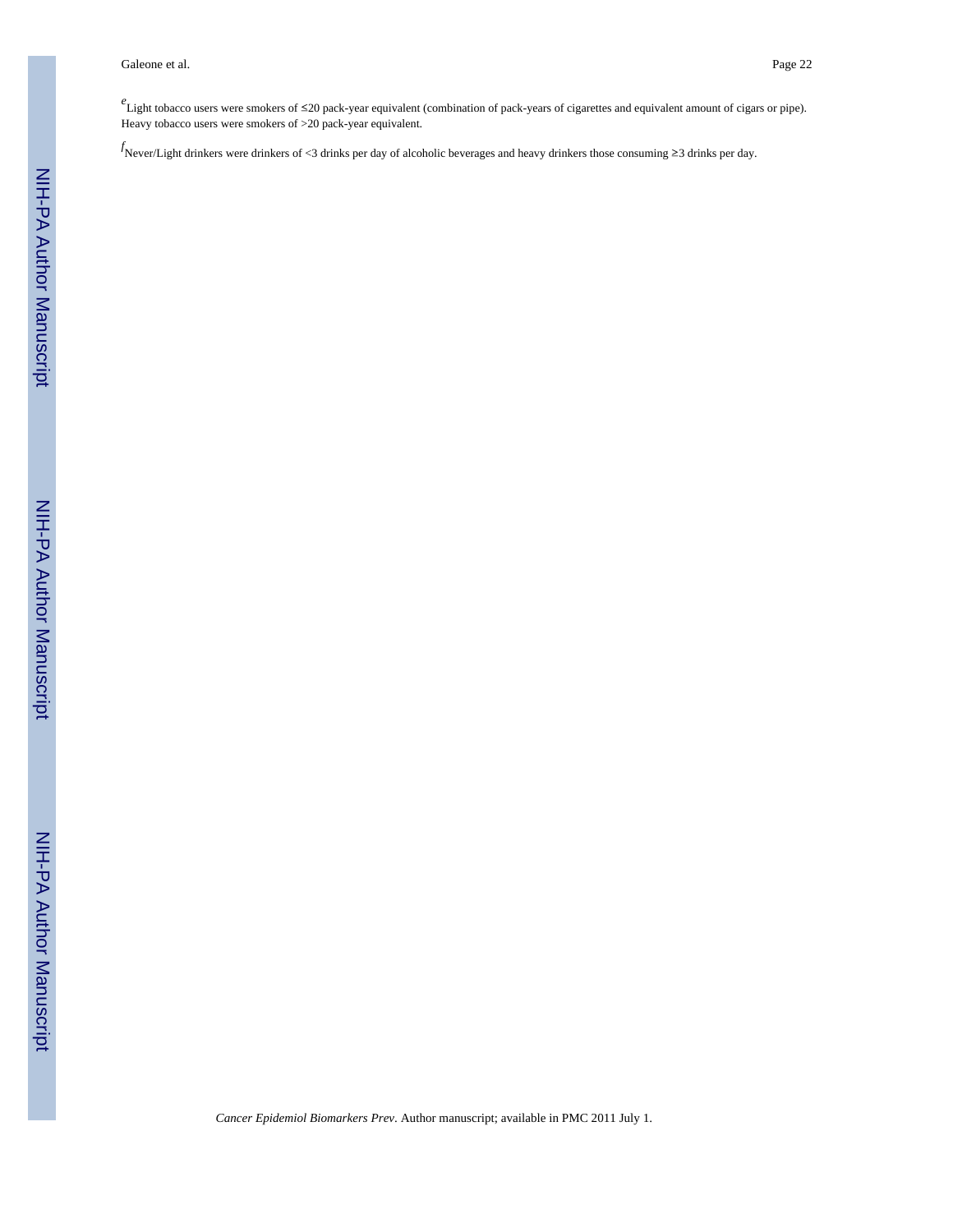[e] Light tobacco users were smokers of ≤20 pack-year equivalent (combination of pack-years of cigarettes and equivalent amount of cigars or pipe). Heavy tobacco users were smokers of >20 pack-year equivalent.

[f] Never/Light drinkers were drinkers of <3 drinks per day of alcoholic beverages and heavy drinkers those consuming ≥3 drinks per day.